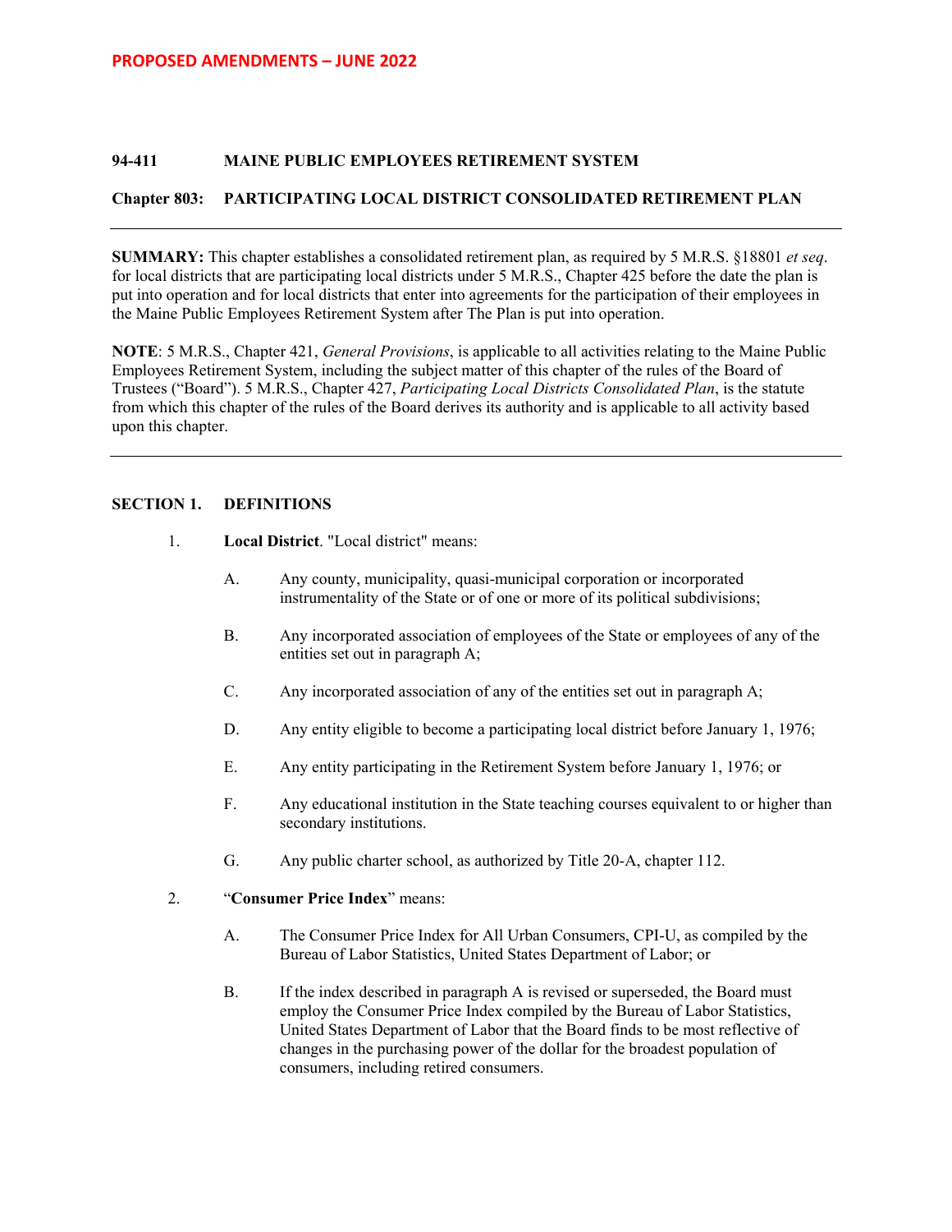**PROPOSED AMENDMENTS – JUNE 2022**

**94-411 MAINE PUBLIC EMPLOYEES RETIREMENT SYSTEM**

**Chapter 803: PARTICIPATING LOCAL DISTRICT CONSOLIDATED RETIREMENT PLAN**

---

**SUMMARY:** This chapter establishes a consolidated retirement plan, as required by 5 M.R.S. §18801 *et seq*. for local districts that are participating local districts under 5 M.R.S., Chapter 425 before the date the plan is put into operation and for local districts that enter into agreements for the participation of their employees in the Maine Public Employees Retirement System after The Plan is put into operation.

**NOTE**: 5 M.R.S., Chapter 421, *General Provisions*, is applicable to all activities relating to the Maine Public Employees Retirement System, including the subject matter of this chapter of the rules of the Board of Trustees ("Board"). 5 M.R.S., Chapter 427, *Participating Local Districts Consolidated Plan*, is the statute from which this chapter of the rules of the Board derives its authority and is applicable to all activity based upon this chapter.

---

## SECTION 1. DEFINITIONS

1. **Local District**. "Local district" means:

   A. Any county, municipality, quasi-municipal corporation or incorporated instrumentality of the State or of one or more of its political subdivisions;

   B. Any incorporated association of employees of the State or employees of any of the entities set out in paragraph A;

   C. Any incorporated association of any of the entities set out in paragraph A;

   D. Any entity eligible to become a participating local district before January 1, 1976;

   E. Any entity participating in the Retirement System before January 1, 1976; or

   F. Any educational institution in the State teaching courses equivalent to or higher than secondary institutions.

   G. Any public charter school, as authorized by Title 20-A, chapter 112.

2. "**Consumer Price Index**" means:

   A. The Consumer Price Index for All Urban Consumers, CPI-U, as compiled by the Bureau of Labor Statistics, United States Department of Labor; or

   B. If the index described in paragraph A is revised or superseded, the Board must employ the Consumer Price Index compiled by the Bureau of Labor Statistics, United States Department of Labor that the Board finds to be most reflective of changes in the purchasing power of the dollar for the broadest population of consumers, including retired consumers.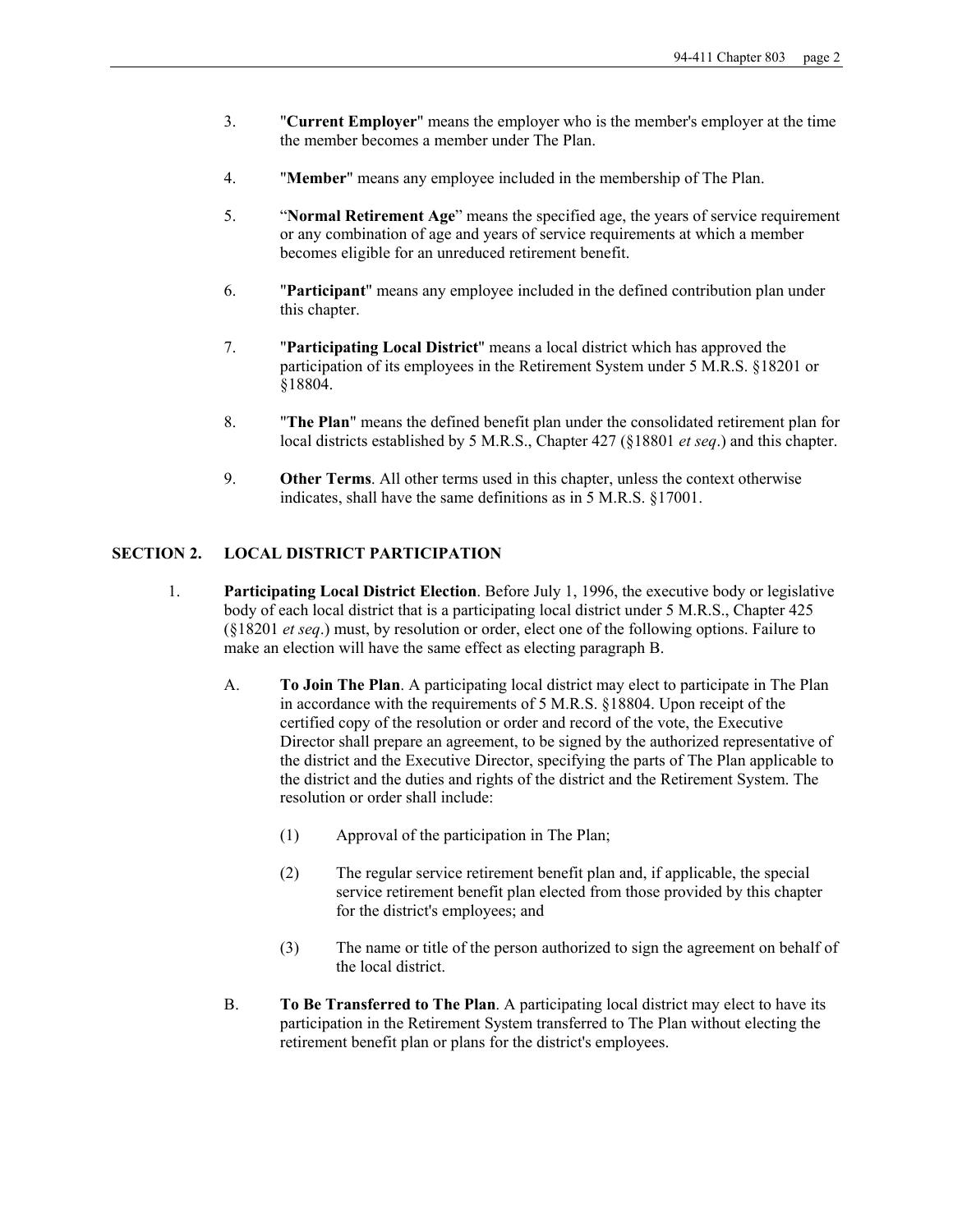3. "**Current Employer**" means the employer who is the member's employer at the time the member becomes a member under The Plan.

4. "**Member**" means any employee included in the membership of The Plan.

5. "**Normal Retirement Age**" means the specified age, the years of service requirement or any combination of age and years of service requirements at which a member becomes eligible for an unreduced retirement benefit.

6. "**Participant**" means any employee included in the defined contribution plan under this chapter.

7. "**Participating Local District**" means a local district which has approved the participation of its employees in the Retirement System under 5 M.R.S. §18201 or §18804.

8. "**The Plan**" means the defined benefit plan under the consolidated retirement plan for local districts established by 5 M.R.S., Chapter 427 (§18801 *et seq*.) and this chapter.

9. **Other Terms**. All other terms used in this chapter, unless the context otherwise indicates, shall have the same definitions as in 5 M.R.S. §17001.

## SECTION 2. LOCAL DISTRICT PARTICIPATION

1. **Participating Local District Election**. Before July 1, 1996, the executive body or legislative body of each local district that is a participating local district under 5 M.R.S., Chapter 425 (§18201 *et seq*.) must, by resolution or order, elect one of the following options. Failure to make an election will have the same effect as electing paragraph B.

   A. **To Join The Plan**. A participating local district may elect to participate in The Plan in accordance with the requirements of 5 M.R.S. §18804. Upon receipt of the certified copy of the resolution or order and record of the vote, the Executive Director shall prepare an agreement, to be signed by the authorized representative of the district and the Executive Director, specifying the parts of The Plan applicable to the district and the duties and rights of the district and the Retirement System. The resolution or order shall include:

      (1) Approval of the participation in The Plan;

      (2) The regular service retirement benefit plan and, if applicable, the special service retirement benefit plan elected from those provided by this chapter for the district's employees; and

      (3) The name or title of the person authorized to sign the agreement on behalf of the local district.

   B. **To Be Transferred to The Plan**. A participating local district may elect to have its participation in the Retirement System transferred to The Plan without electing the retirement benefit plan or plans for the district's employees.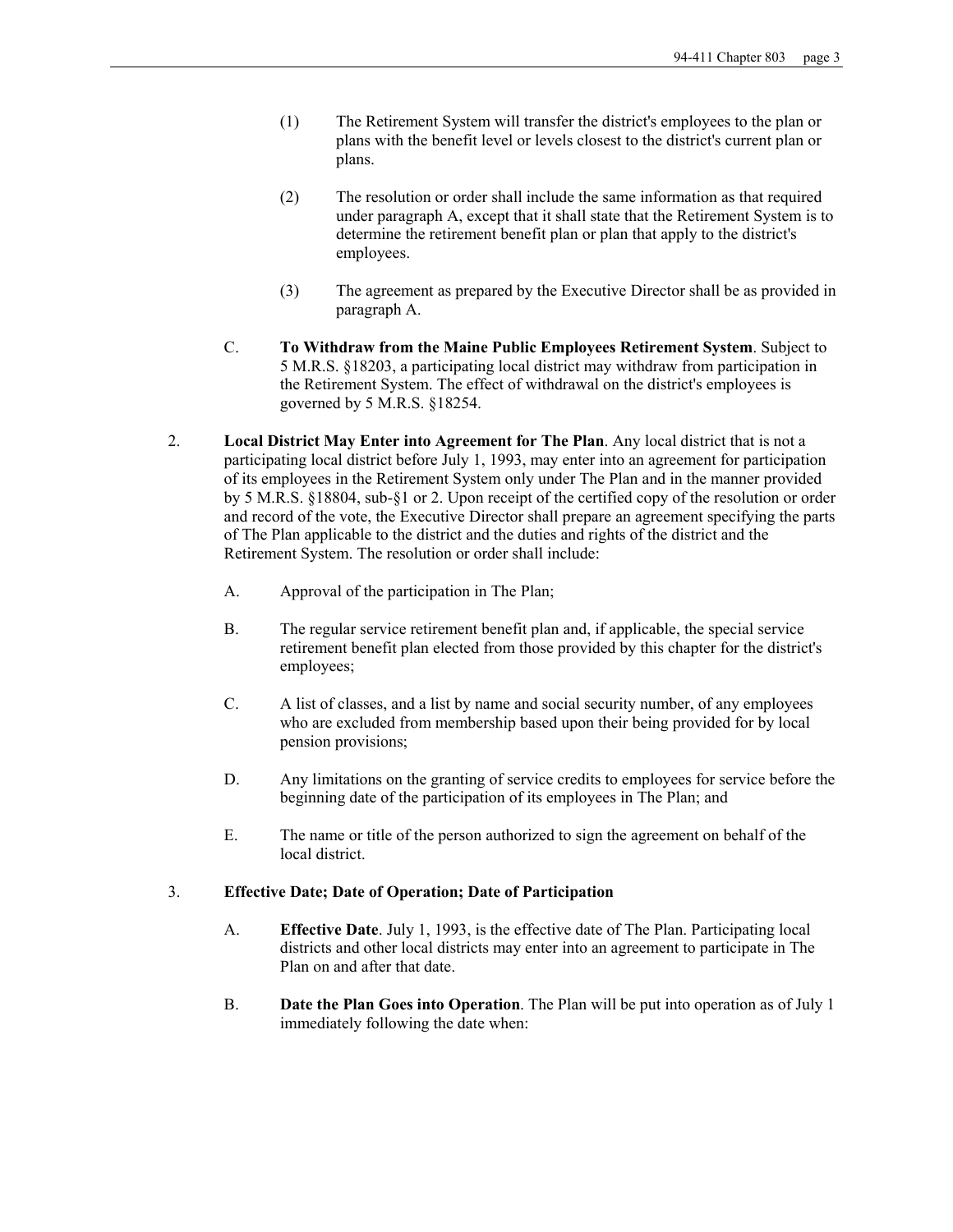(1) The Retirement System will transfer the district's employees to the plan or plans with the benefit level or levels closest to the district's current plan or plans.

(2) The resolution or order shall include the same information as that required under paragraph A, except that it shall state that the Retirement System is to determine the retirement benefit plan or plan that apply to the district's employees.

(3) The agreement as prepared by the Executive Director shall be as provided in paragraph A.

C. **To Withdraw from the Maine Public Employees Retirement System**. Subject to 5 M.R.S. §18203, a participating local district may withdraw from participation in the Retirement System. The effect of withdrawal on the district's employees is governed by 5 M.R.S. §18254.

2. **Local District May Enter into Agreement for The Plan**. Any local district that is not a participating local district before July 1, 1993, may enter into an agreement for participation of its employees in the Retirement System only under The Plan and in the manner provided by 5 M.R.S. §18804, sub-§1 or 2. Upon receipt of the certified copy of the resolution or order and record of the vote, the Executive Director shall prepare an agreement specifying the parts of The Plan applicable to the district and the duties and rights of the district and the Retirement System. The resolution or order shall include:

A. Approval of the participation in The Plan;

B. The regular service retirement benefit plan and, if applicable, the special service retirement benefit plan elected from those provided by this chapter for the district's employees;

C. A list of classes, and a list by name and social security number, of any employees who are excluded from membership based upon their being provided for by local pension provisions;

D. Any limitations on the granting of service credits to employees for service before the beginning date of the participation of its employees in The Plan; and

E. The name or title of the person authorized to sign the agreement on behalf of the local district.

3. **Effective Date; Date of Operation; Date of Participation**

A. **Effective Date**. July 1, 1993, is the effective date of The Plan. Participating local districts and other local districts may enter into an agreement to participate in The Plan on and after that date.

B. **Date the Plan Goes into Operation**. The Plan will be put into operation as of July 1 immediately following the date when: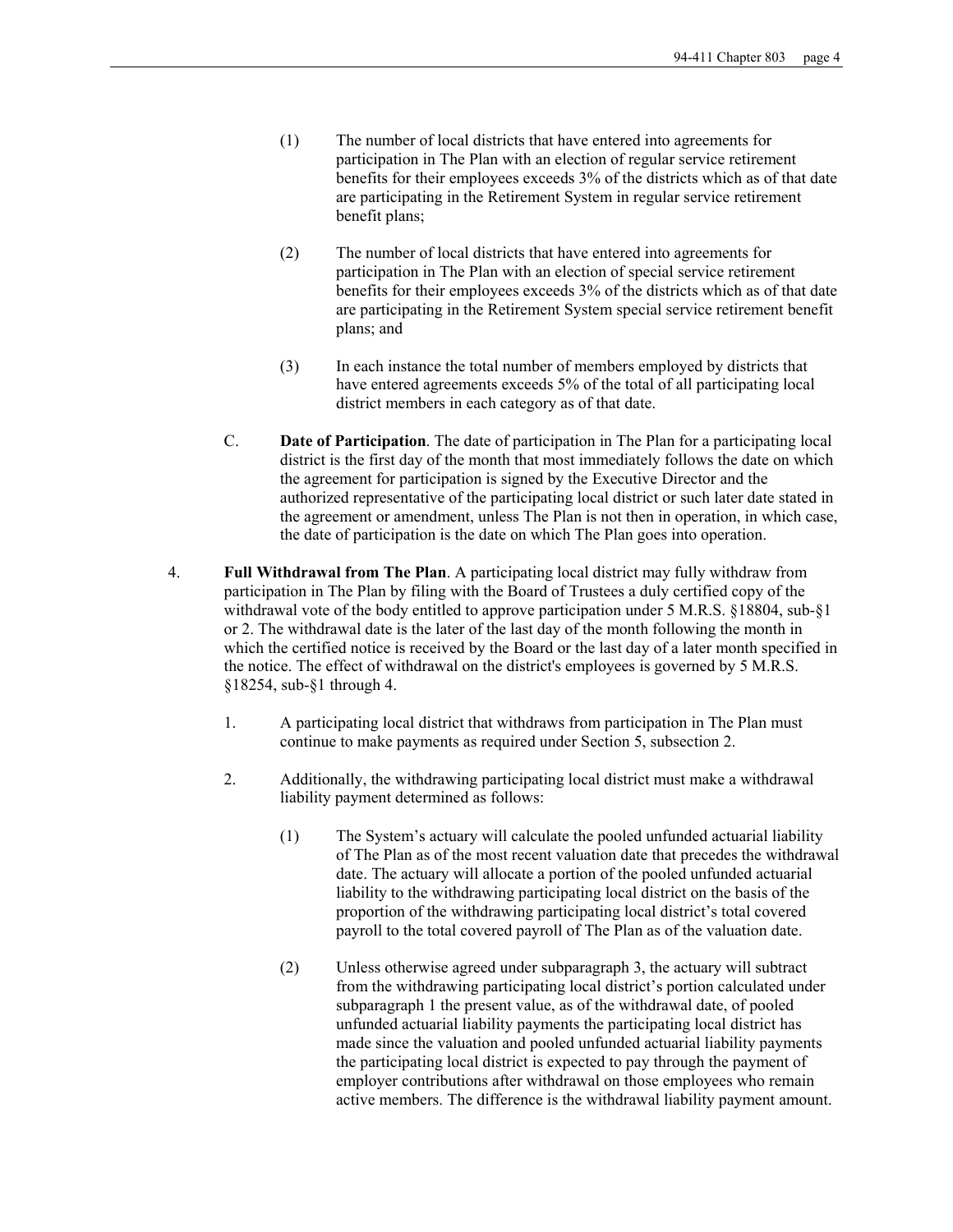(1) The number of local districts that have entered into agreements for participation in The Plan with an election of regular service retirement benefits for their employees exceeds 3% of the districts which as of that date are participating in the Retirement System in regular service retirement benefit plans;

(2) The number of local districts that have entered into agreements for participation in The Plan with an election of special service retirement benefits for their employees exceeds 3% of the districts which as of that date are participating in the Retirement System special service retirement benefit plans; and

(3) In each instance the total number of members employed by districts that have entered agreements exceeds 5% of the total of all participating local district members in each category as of that date.

C. **Date of Participation**. The date of participation in The Plan for a participating local district is the first day of the month that most immediately follows the date on which the agreement for participation is signed by the Executive Director and the authorized representative of the participating local district or such later date stated in the agreement or amendment, unless The Plan is not then in operation, in which case, the date of participation is the date on which The Plan goes into operation.

4. **Full Withdrawal from The Plan**. A participating local district may fully withdraw from participation in The Plan by filing with the Board of Trustees a duly certified copy of the withdrawal vote of the body entitled to approve participation under 5 M.R.S. §18804, sub-§1 or 2. The withdrawal date is the later of the last day of the month following the month in which the certified notice is received by the Board or the last day of a later month specified in the notice. The effect of withdrawal on the district's employees is governed by 5 M.R.S. §18254, sub-§1 through 4.

1. A participating local district that withdraws from participation in The Plan must continue to make payments as required under Section 5, subsection 2.

2. Additionally, the withdrawing participating local district must make a withdrawal liability payment determined as follows:

(1) The System's actuary will calculate the pooled unfunded actuarial liability of The Plan as of the most recent valuation date that precedes the withdrawal date. The actuary will allocate a portion of the pooled unfunded actuarial liability to the withdrawing participating local district on the basis of the proportion of the withdrawing participating local district's total covered payroll to the total covered payroll of The Plan as of the valuation date.

(2) Unless otherwise agreed under subparagraph 3, the actuary will subtract from the withdrawing participating local district's portion calculated under subparagraph 1 the present value, as of the withdrawal date, of pooled unfunded actuarial liability payments the participating local district has made since the valuation and pooled unfunded actuarial liability payments the participating local district is expected to pay through the payment of employer contributions after withdrawal on those employees who remain active members. The difference is the withdrawal liability payment amount.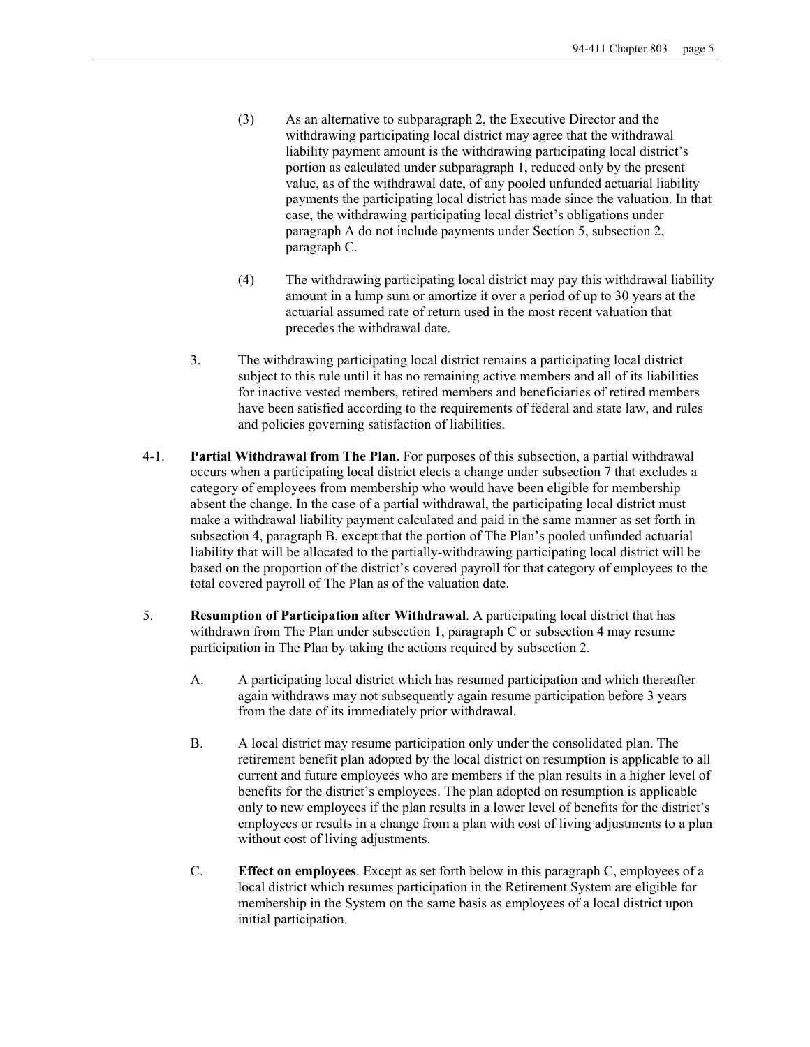(3) As an alternative to subparagraph 2, the Executive Director and the withdrawing participating local district may agree that the withdrawal liability payment amount is the withdrawing participating local district's portion as calculated under subparagraph 1, reduced only by the present value, as of the withdrawal date, of any pooled unfunded actuarial liability payments the participating local district has made since the valuation. In that case, the withdrawing participating local district's obligations under paragraph A do not include payments under Section 5, subsection 2, paragraph C.

(4) The withdrawing participating local district may pay this withdrawal liability amount in a lump sum or amortize it over a period of up to 30 years at the actuarial assumed rate of return used in the most recent valuation that precedes the withdrawal date.

3. The withdrawing participating local district remains a participating local district subject to this rule until it has no remaining active members and all of its liabilities for inactive vested members, retired members and beneficiaries of retired members have been satisfied according to the requirements of federal and state law, and rules and policies governing satisfaction of liabilities.

4-1. **Partial Withdrawal from The Plan.** For purposes of this subsection, a partial withdrawal occurs when a participating local district elects a change under subsection 7 that excludes a category of employees from membership who would have been eligible for membership absent the change. In the case of a partial withdrawal, the participating local district must make a withdrawal liability payment calculated and paid in the same manner as set forth in subsection 4, paragraph B, except that the portion of The Plan's pooled unfunded actuarial liability that will be allocated to the partially-withdrawing participating local district will be based on the proportion of the district's covered payroll for that category of employees to the total covered payroll of The Plan as of the valuation date.

5. **Resumption of Participation after Withdrawal**. A participating local district that has withdrawn from The Plan under subsection 1, paragraph C or subsection 4 may resume participation in The Plan by taking the actions required by subsection 2.

A. A participating local district which has resumed participation and which thereafter again withdraws may not subsequently again resume participation before 3 years from the date of its immediately prior withdrawal.

B. A local district may resume participation only under the consolidated plan. The retirement benefit plan adopted by the local district on resumption is applicable to all current and future employees who are members if the plan results in a higher level of benefits for the district's employees. The plan adopted on resumption is applicable only to new employees if the plan results in a lower level of benefits for the district's employees or results in a change from a plan with cost of living adjustments to a plan without cost of living adjustments.

C. **Effect on employees**. Except as set forth below in this paragraph C, employees of a local district which resumes participation in the Retirement System are eligible for membership in the System on the same basis as employees of a local district upon initial participation.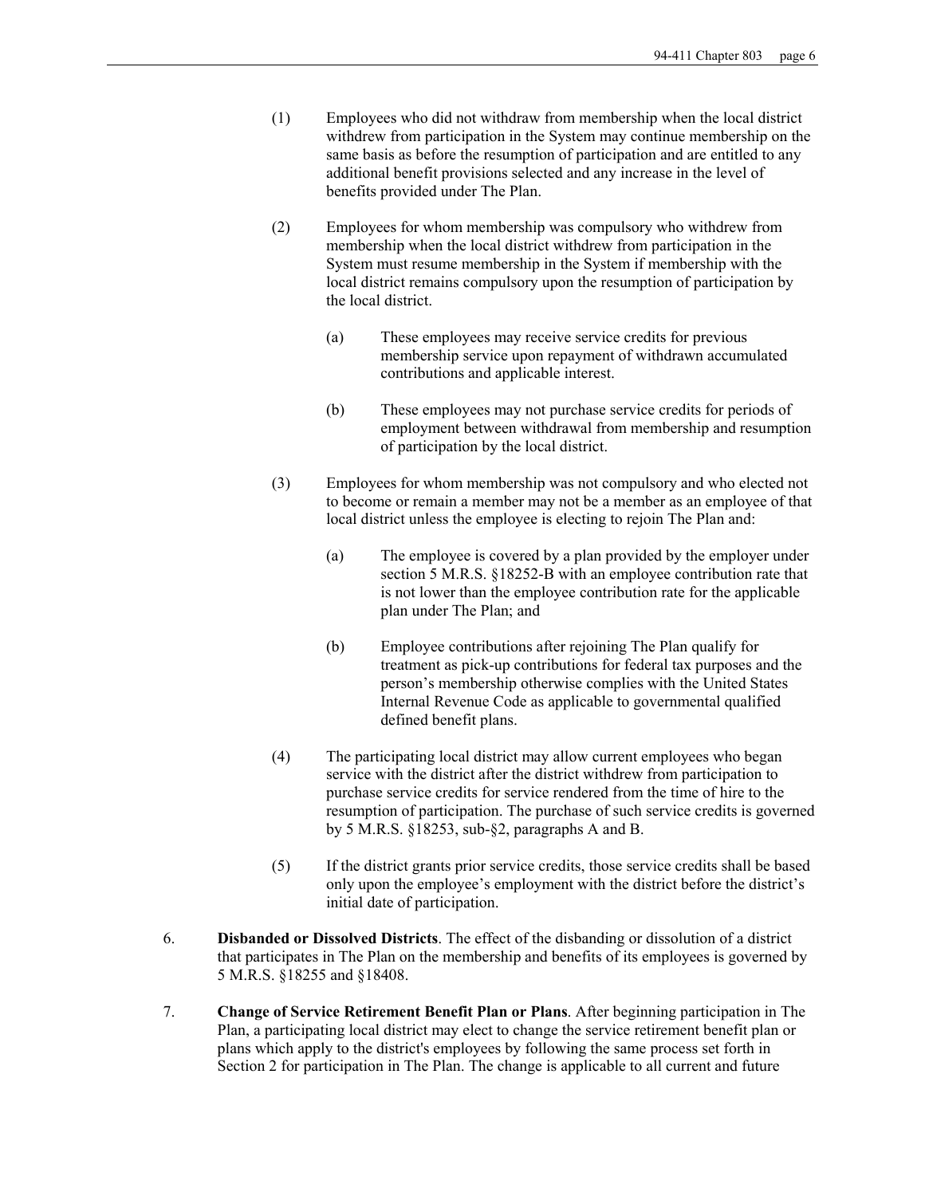(1) Employees who did not withdraw from membership when the local district withdrew from participation in the System may continue membership on the same basis as before the resumption of participation and are entitled to any additional benefit provisions selected and any increase in the level of benefits provided under The Plan.

(2) Employees for whom membership was compulsory who withdrew from membership when the local district withdrew from participation in the System must resume membership in the System if membership with the local district remains compulsory upon the resumption of participation by the local district.

   (a) These employees may receive service credits for previous membership service upon repayment of withdrawn accumulated contributions and applicable interest.

   (b) These employees may not purchase service credits for periods of employment between withdrawal from membership and resumption of participation by the local district.

(3) Employees for whom membership was not compulsory and who elected not to become or remain a member may not be a member as an employee of that local district unless the employee is electing to rejoin The Plan and:

   (a) The employee is covered by a plan provided by the employer under section 5 M.R.S. §18252-B with an employee contribution rate that is not lower than the employee contribution rate for the applicable plan under The Plan; and

   (b) Employee contributions after rejoining The Plan qualify for treatment as pick-up contributions for federal tax purposes and the person's membership otherwise complies with the United States Internal Revenue Code as applicable to governmental qualified defined benefit plans.

(4) The participating local district may allow current employees who began service with the district after the district withdrew from participation to purchase service credits for service rendered from the time of hire to the resumption of participation. The purchase of such service credits is governed by 5 M.R.S. §18253, sub-§2, paragraphs A and B.

(5) If the district grants prior service credits, those service credits shall be based only upon the employee's employment with the district before the district's initial date of participation.

6. **Disbanded or Dissolved Districts**. The effect of the disbanding or dissolution of a district that participates in The Plan on the membership and benefits of its employees is governed by 5 M.R.S. §18255 and §18408.

7. **Change of Service Retirement Benefit Plan or Plans**. After beginning participation in The Plan, a participating local district may elect to change the service retirement benefit plan or plans which apply to the district's employees by following the same process set forth in Section 2 for participation in The Plan. The change is applicable to all current and future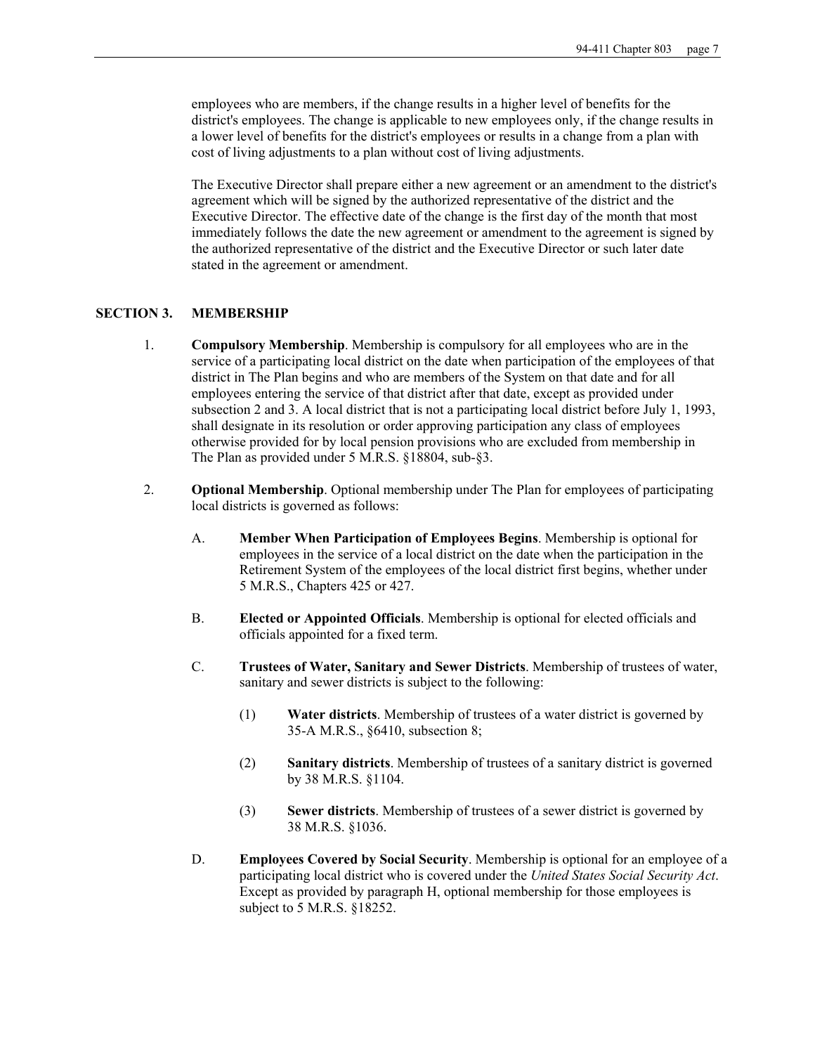employees who are members, if the change results in a higher level of benefits for the district's employees. The change is applicable to new employees only, if the change results in a lower level of benefits for the district's employees or results in a change from a plan with cost of living adjustments to a plan without cost of living adjustments.

The Executive Director shall prepare either a new agreement or an amendment to the district's agreement which will be signed by the authorized representative of the district and the Executive Director. The effective date of the change is the first day of the month that most immediately follows the date the new agreement or amendment to the agreement is signed by the authorized representative of the district and the Executive Director or such later date stated in the agreement or amendment.

## SECTION 3. MEMBERSHIP

1. **Compulsory Membership**. Membership is compulsory for all employees who are in the service of a participating local district on the date when participation of the employees of that district in The Plan begins and who are members of the System on that date and for all employees entering the service of that district after that date, except as provided under subsection 2 and 3. A local district that is not a participating local district before July 1, 1993, shall designate in its resolution or order approving participation any class of employees otherwise provided for by local pension provisions who are excluded from membership in The Plan as provided under 5 M.R.S. §18804, sub-§3.

2. **Optional Membership**. Optional membership under The Plan for employees of participating local districts is governed as follows:

   A. **Member When Participation of Employees Begins**. Membership is optional for employees in the service of a local district on the date when the participation in the Retirement System of the employees of the local district first begins, whether under 5 M.R.S., Chapters 425 or 427.

   B. **Elected or Appointed Officials**. Membership is optional for elected officials and officials appointed for a fixed term.

   C. **Trustees of Water, Sanitary and Sewer Districts**. Membership of trustees of water, sanitary and sewer districts is subject to the following:

      (1) **Water districts**. Membership of trustees of a water district is governed by 35-A M.R.S., §6410, subsection 8;

      (2) **Sanitary districts**. Membership of trustees of a sanitary district is governed by 38 M.R.S. §1104.

      (3) **Sewer districts**. Membership of trustees of a sewer district is governed by 38 M.R.S. §1036.

   D. **Employees Covered by Social Security**. Membership is optional for an employee of a participating local district who is covered under the *United States Social Security Act*. Except as provided by paragraph H, optional membership for those employees is subject to 5 M.R.S. §18252.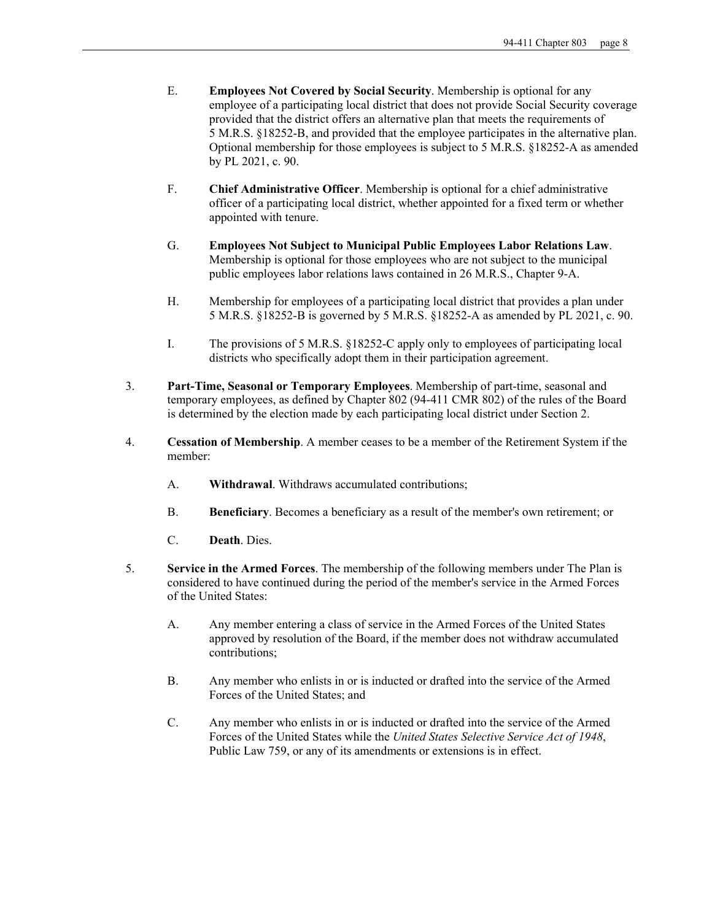E. **Employees Not Covered by Social Security**. Membership is optional for any employee of a participating local district that does not provide Social Security coverage provided that the district offers an alternative plan that meets the requirements of 5 M.R.S. §18252-B, and provided that the employee participates in the alternative plan. Optional membership for those employees is subject to 5 M.R.S. §18252-A as amended by PL 2021, c. 90.

F. **Chief Administrative Officer**. Membership is optional for a chief administrative officer of a participating local district, whether appointed for a fixed term or whether appointed with tenure.

G. **Employees Not Subject to Municipal Public Employees Labor Relations Law**. Membership is optional for those employees who are not subject to the municipal public employees labor relations laws contained in 26 M.R.S., Chapter 9-A.

H. Membership for employees of a participating local district that provides a plan under 5 M.R.S. §18252-B is governed by 5 M.R.S. §18252-A as amended by PL 2021, c. 90.

I. The provisions of 5 M.R.S. §18252-C apply only to employees of participating local districts who specifically adopt them in their participation agreement.

3. **Part-Time, Seasonal or Temporary Employees**. Membership of part-time, seasonal and temporary employees, as defined by Chapter 802 (94-411 CMR 802) of the rules of the Board is determined by the election made by each participating local district under Section 2.

4. **Cessation of Membership**. A member ceases to be a member of the Retirement System if the member:

   A. **Withdrawal**. Withdraws accumulated contributions;

   B. **Beneficiary**. Becomes a beneficiary as a result of the member's own retirement; or

   C. **Death**. Dies.

5. **Service in the Armed Forces**. The membership of the following members under The Plan is considered to have continued during the period of the member's service in the Armed Forces of the United States:

   A. Any member entering a class of service in the Armed Forces of the United States approved by resolution of the Board, if the member does not withdraw accumulated contributions;

   B. Any member who enlists in or is inducted or drafted into the service of the Armed Forces of the United States; and

   C. Any member who enlists in or is inducted or drafted into the service of the Armed Forces of the United States while the *United States Selective Service Act of 1948*, Public Law 759, or any of its amendments or extensions is in effect.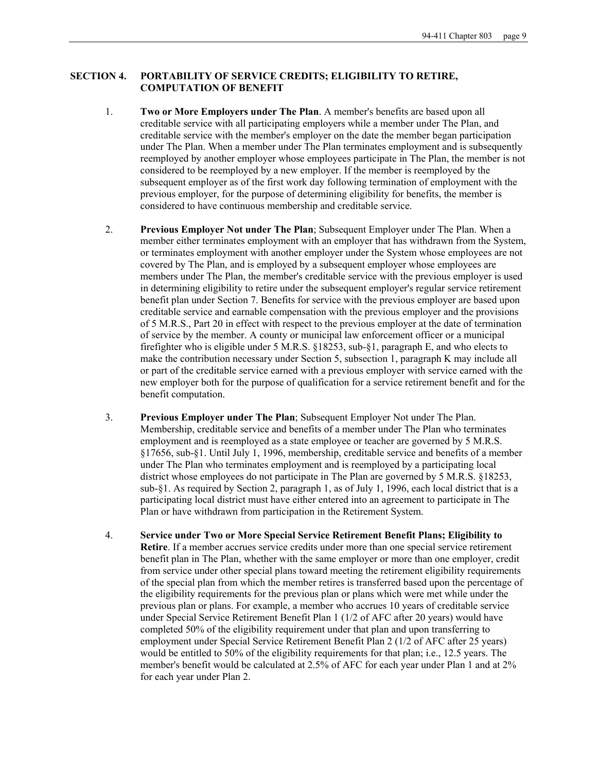## SECTION 4. PORTABILITY OF SERVICE CREDITS; ELIGIBILITY TO RETIRE, COMPUTATION OF BENEFIT

1. **Two or More Employers under The Plan**. A member's benefits are based upon all creditable service with all participating employers while a member under The Plan, and creditable service with the member's employer on the date the member began participation under The Plan. When a member under The Plan terminates employment and is subsequently reemployed by another employer whose employees participate in The Plan, the member is not considered to be reemployed by a new employer. If the member is reemployed by the subsequent employer as of the first work day following termination of employment with the previous employer, for the purpose of determining eligibility for benefits, the member is considered to have continuous membership and creditable service.

2. **Previous Employer Not under The Plan**; Subsequent Employer under The Plan. When a member either terminates employment with an employer that has withdrawn from the System, or terminates employment with another employer under the System whose employees are not covered by The Plan, and is employed by a subsequent employer whose employees are members under The Plan, the member's creditable service with the previous employer is used in determining eligibility to retire under the subsequent employer's regular service retirement benefit plan under Section 7. Benefits for service with the previous employer are based upon creditable service and earnable compensation with the previous employer and the provisions of 5 M.R.S., Part 20 in effect with respect to the previous employer at the date of termination of service by the member. A county or municipal law enforcement officer or a municipal firefighter who is eligible under 5 M.R.S. §18253, sub-§1, paragraph E, and who elects to make the contribution necessary under Section 5, subsection 1, paragraph K may include all or part of the creditable service earned with a previous employer with service earned with the new employer both for the purpose of qualification for a service retirement benefit and for the benefit computation.

3. **Previous Employer under The Plan**; Subsequent Employer Not under The Plan. Membership, creditable service and benefits of a member under The Plan who terminates employment and is reemployed as a state employee or teacher are governed by 5 M.R.S. §17656, sub-§1. Until July 1, 1996, membership, creditable service and benefits of a member under The Plan who terminates employment and is reemployed by a participating local district whose employees do not participate in The Plan are governed by 5 M.R.S. §18253, sub-§1. As required by Section 2, paragraph 1, as of July 1, 1996, each local district that is a participating local district must have either entered into an agreement to participate in The Plan or have withdrawn from participation in the Retirement System.

4. **Service under Two or More Special Service Retirement Benefit Plans; Eligibility to Retire**. If a member accrues service credits under more than one special service retirement benefit plan in The Plan, whether with the same employer or more than one employer, credit from service under other special plans toward meeting the retirement eligibility requirements of the special plan from which the member retires is transferred based upon the percentage of the eligibility requirements for the previous plan or plans which were met while under the previous plan or plans. For example, a member who accrues 10 years of creditable service under Special Service Retirement Benefit Plan 1 (1/2 of AFC after 20 years) would have completed 50% of the eligibility requirement under that plan and upon transferring to employment under Special Service Retirement Benefit Plan 2 (1/2 of AFC after 25 years) would be entitled to 50% of the eligibility requirements for that plan; i.e., 12.5 years. The member's benefit would be calculated at 2.5% of AFC for each year under Plan 1 and at 2% for each year under Plan 2.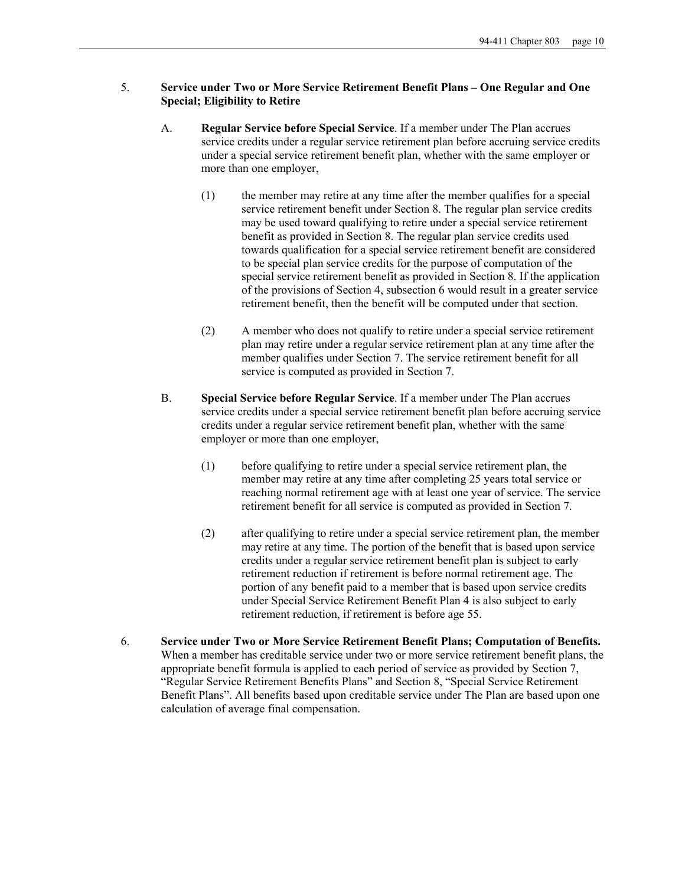5. **Service under Two or More Service Retirement Benefit Plans – One Regular and One Special; Eligibility to Retire**

   A. **Regular Service before Special Service**. If a member under The Plan accrues service credits under a regular service retirement plan before accruing service credits under a special service retirement benefit plan, whether with the same employer or more than one employer,

      (1) the member may retire at any time after the member qualifies for a special service retirement benefit under Section 8. The regular plan service credits may be used toward qualifying to retire under a special service retirement benefit as provided in Section 8. The regular plan service credits used towards qualification for a special service retirement benefit are considered to be special plan service credits for the purpose of computation of the special service retirement benefit as provided in Section 8. If the application of the provisions of Section 4, subsection 6 would result in a greater service retirement benefit, then the benefit will be computed under that section.

      (2) A member who does not qualify to retire under a special service retirement plan may retire under a regular service retirement plan at any time after the member qualifies under Section 7. The service retirement benefit for all service is computed as provided in Section 7.

   B. **Special Service before Regular Service**. If a member under The Plan accrues service credits under a special service retirement benefit plan before accruing service credits under a regular service retirement benefit plan, whether with the same employer or more than one employer,

      (1) before qualifying to retire under a special service retirement plan, the member may retire at any time after completing 25 years total service or reaching normal retirement age with at least one year of service. The service retirement benefit for all service is computed as provided in Section 7.

      (2) after qualifying to retire under a special service retirement plan, the member may retire at any time. The portion of the benefit that is based upon service credits under a regular service retirement benefit plan is subject to early retirement reduction if retirement is before normal retirement age. The portion of any benefit paid to a member that is based upon service credits under Special Service Retirement Benefit Plan 4 is also subject to early retirement reduction, if retirement is before age 55.

6. **Service under Two or More Service Retirement Benefit Plans; Computation of Benefits.** When a member has creditable service under two or more service retirement benefit plans, the appropriate benefit formula is applied to each period of service as provided by Section 7, "Regular Service Retirement Benefits Plans" and Section 8, "Special Service Retirement Benefit Plans". All benefits based upon creditable service under The Plan are based upon one calculation of average final compensation.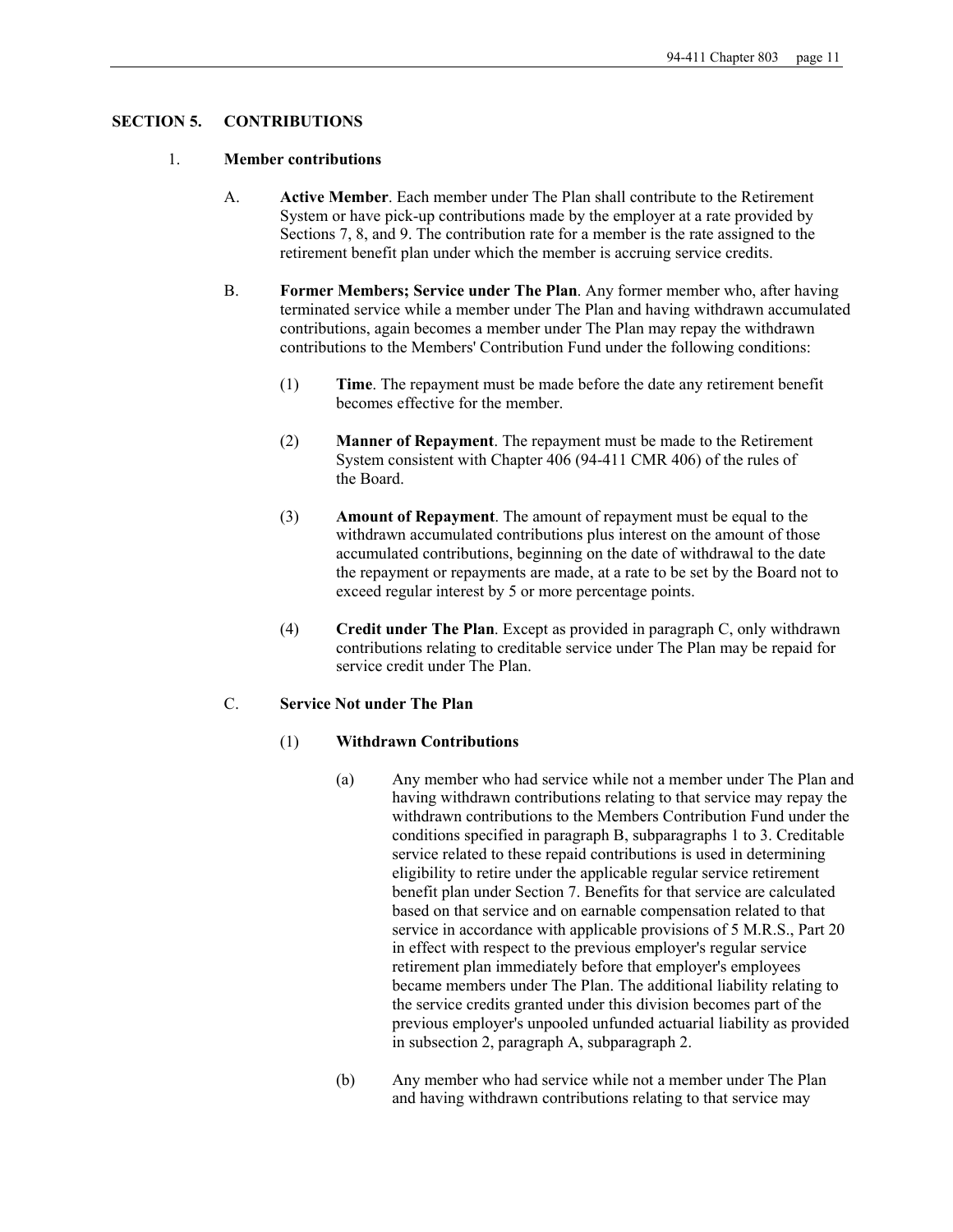## SECTION 5. CONTRIBUTIONS

1. **Member contributions**

   A. **Active Member**. Each member under The Plan shall contribute to the Retirement System or have pick-up contributions made by the employer at a rate provided by Sections 7, 8, and 9. The contribution rate for a member is the rate assigned to the retirement benefit plan under which the member is accruing service credits.

   B. **Former Members; Service under The Plan**. Any former member who, after having terminated service while a member under The Plan and having withdrawn accumulated contributions, again becomes a member under The Plan may repay the withdrawn contributions to the Members' Contribution Fund under the following conditions:

      (1) **Time**. The repayment must be made before the date any retirement benefit becomes effective for the member.

      (2) **Manner of Repayment**. The repayment must be made to the Retirement System consistent with Chapter 406 (94-411 CMR 406) of the rules of the Board.

      (3) **Amount of Repayment**. The amount of repayment must be equal to the withdrawn accumulated contributions plus interest on the amount of those accumulated contributions, beginning on the date of withdrawal to the date the repayment or repayments are made, at a rate to be set by the Board not to exceed regular interest by 5 or more percentage points.

      (4) **Credit under The Plan**. Except as provided in paragraph C, only withdrawn contributions relating to creditable service under The Plan may be repaid for service credit under The Plan.

   C. **Service Not under The Plan**

      (1) **Withdrawn Contributions**

         (a) Any member who had service while not a member under The Plan and having withdrawn contributions relating to that service may repay the withdrawn contributions to the Members Contribution Fund under the conditions specified in paragraph B, subparagraphs 1 to 3. Creditable service related to these repaid contributions is used in determining eligibility to retire under the applicable regular service retirement benefit plan under Section 7. Benefits for that service are calculated based on that service and on earnable compensation related to that service in accordance with applicable provisions of 5 M.R.S., Part 20 in effect with respect to the previous employer's regular service retirement plan immediately before that employer's employees became members under The Plan. The additional liability relating to the service credits granted under this division becomes part of the previous employer's unpooled unfunded actuarial liability as provided in subsection 2, paragraph A, subparagraph 2.

         (b) Any member who had service while not a member under The Plan and having withdrawn contributions relating to that service may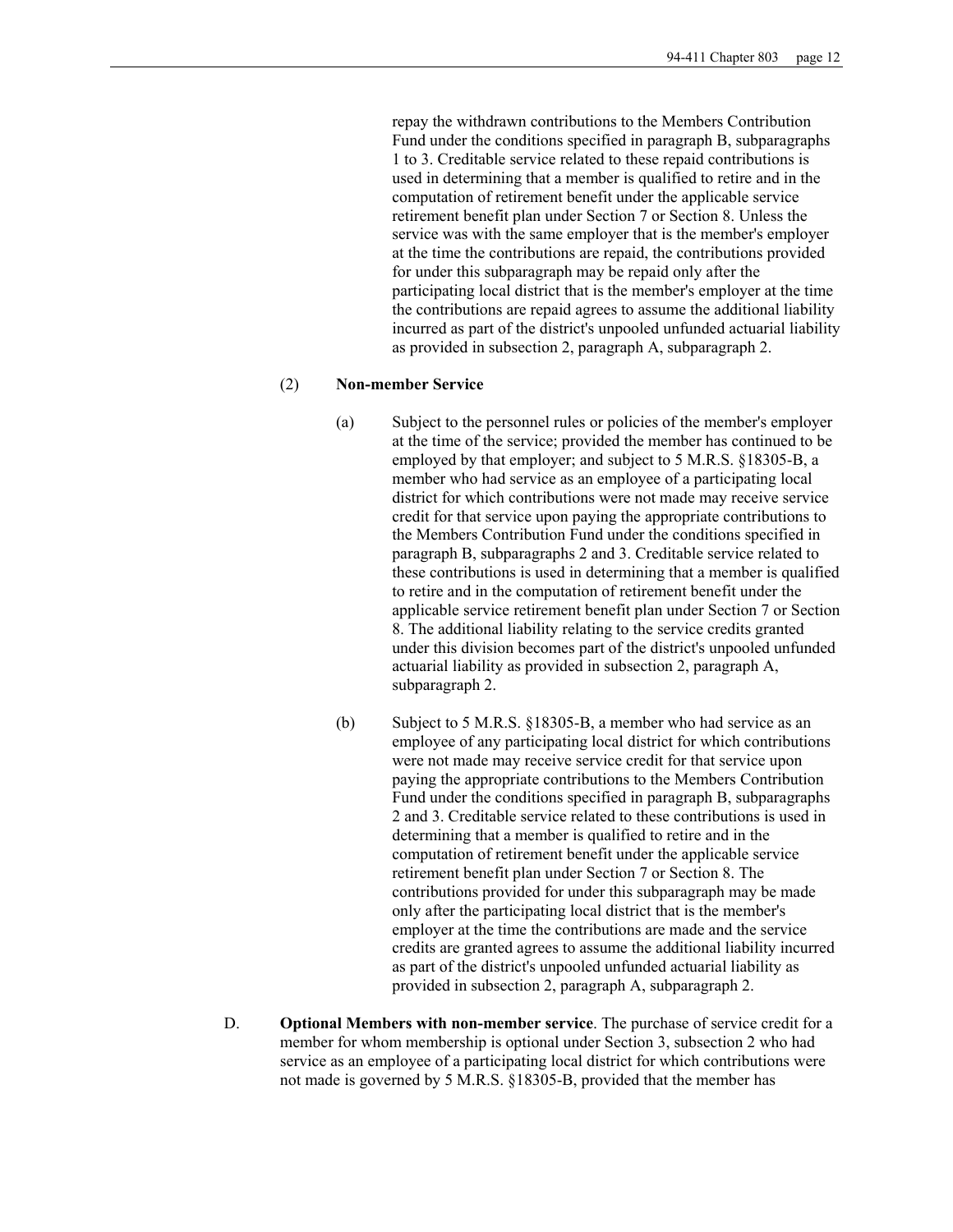repay the withdrawn contributions to the Members Contribution Fund under the conditions specified in paragraph B, subparagraphs 1 to 3. Creditable service related to these repaid contributions is used in determining that a member is qualified to retire and in the computation of retirement benefit under the applicable service retirement benefit plan under Section 7 or Section 8. Unless the service was with the same employer that is the member's employer at the time the contributions are repaid, the contributions provided for under this subparagraph may be repaid only after the participating local district that is the member's employer at the time the contributions are repaid agrees to assume the additional liability incurred as part of the district's unpooled unfunded actuarial liability as provided in subsection 2, paragraph A, subparagraph 2.

(2) **Non-member Service**

(a) Subject to the personnel rules or policies of the member's employer at the time of the service; provided the member has continued to be employed by that employer; and subject to 5 M.R.S. §18305-B, a member who had service as an employee of a participating local district for which contributions were not made may receive service credit for that service upon paying the appropriate contributions to the Members Contribution Fund under the conditions specified in paragraph B, subparagraphs 2 and 3. Creditable service related to these contributions is used in determining that a member is qualified to retire and in the computation of retirement benefit under the applicable service retirement benefit plan under Section 7 or Section 8. The additional liability relating to the service credits granted under this division becomes part of the district's unpooled unfunded actuarial liability as provided in subsection 2, paragraph A, subparagraph 2.

(b) Subject to 5 M.R.S. §18305-B, a member who had service as an employee of any participating local district for which contributions were not made may receive service credit for that service upon paying the appropriate contributions to the Members Contribution Fund under the conditions specified in paragraph B, subparagraphs 2 and 3. Creditable service related to these contributions is used in determining that a member is qualified to retire and in the computation of retirement benefit under the applicable service retirement benefit plan under Section 7 or Section 8. The contributions provided for under this subparagraph may be made only after the participating local district that is the member's employer at the time the contributions are made and the service credits are granted agrees to assume the additional liability incurred as part of the district's unpooled unfunded actuarial liability as provided in subsection 2, paragraph A, subparagraph 2.

D. **Optional Members with non-member service**. The purchase of service credit for a member for whom membership is optional under Section 3, subsection 2 who had service as an employee of a participating local district for which contributions were not made is governed by 5 M.R.S. §18305-B, provided that the member has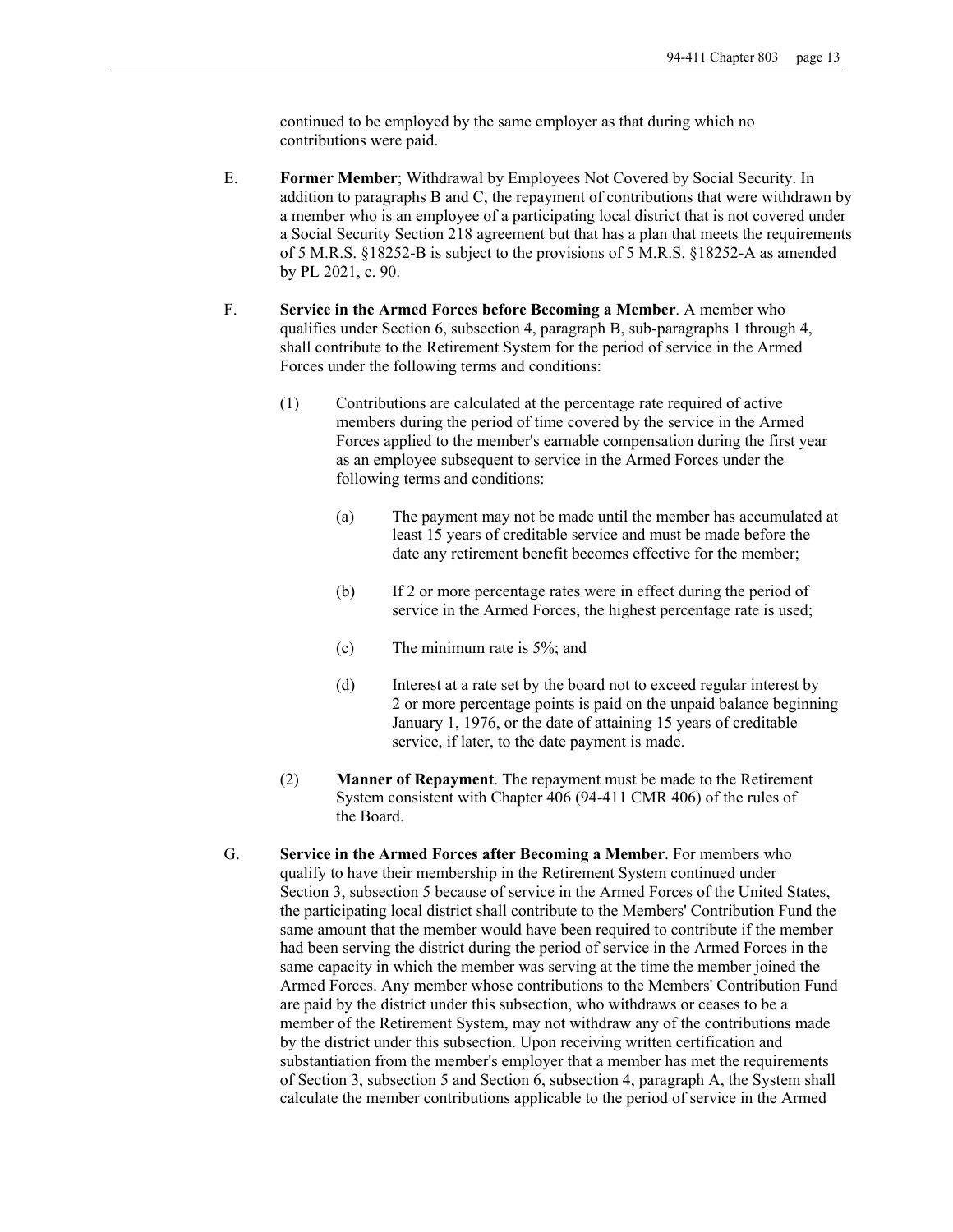continued to be employed by the same employer as that during which no contributions were paid.

E. **Former Member**; Withdrawal by Employees Not Covered by Social Security. In addition to paragraphs B and C, the repayment of contributions that were withdrawn by a member who is an employee of a participating local district that is not covered under a Social Security Section 218 agreement but that has a plan that meets the requirements of 5 M.R.S. §18252-B is subject to the provisions of 5 M.R.S. §18252-A as amended by PL 2021, c. 90.

F. **Service in the Armed Forces before Becoming a Member**. A member who qualifies under Section 6, subsection 4, paragraph B, sub-paragraphs 1 through 4, shall contribute to the Retirement System for the period of service in the Armed Forces under the following terms and conditions:

(1) Contributions are calculated at the percentage rate required of active members during the period of time covered by the service in the Armed Forces applied to the member's earnable compensation during the first year as an employee subsequent to service in the Armed Forces under the following terms and conditions:

(a) The payment may not be made until the member has accumulated at least 15 years of creditable service and must be made before the date any retirement benefit becomes effective for the member;

(b) If 2 or more percentage rates were in effect during the period of service in the Armed Forces, the highest percentage rate is used;

(c) The minimum rate is 5%; and

(d) Interest at a rate set by the board not to exceed regular interest by 2 or more percentage points is paid on the unpaid balance beginning January 1, 1976, or the date of attaining 15 years of creditable service, if later, to the date payment is made.

(2) **Manner of Repayment**. The repayment must be made to the Retirement System consistent with Chapter 406 (94-411 CMR 406) of the rules of the Board.

G. **Service in the Armed Forces after Becoming a Member**. For members who qualify to have their membership in the Retirement System continued under Section 3, subsection 5 because of service in the Armed Forces of the United States, the participating local district shall contribute to the Members' Contribution Fund the same amount that the member would have been required to contribute if the member had been serving the district during the period of service in the Armed Forces in the same capacity in which the member was serving at the time the member joined the Armed Forces. Any member whose contributions to the Members' Contribution Fund are paid by the district under this subsection, who withdraws or ceases to be a member of the Retirement System, may not withdraw any of the contributions made by the district under this subsection. Upon receiving written certification and substantiation from the member's employer that a member has met the requirements of Section 3, subsection 5 and Section 6, subsection 4, paragraph A, the System shall calculate the member contributions applicable to the period of service in the Armed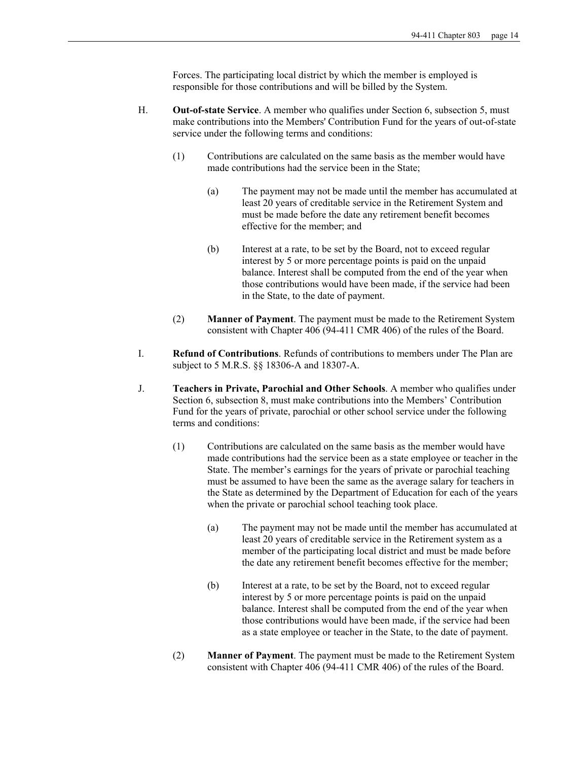Forces. The participating local district by which the member is employed is responsible for those contributions and will be billed by the System.

H. **Out-of-state Service**. A member who qualifies under Section 6, subsection 5, must make contributions into the Members' Contribution Fund for the years of out-of-state service under the following terms and conditions:

(1) Contributions are calculated on the same basis as the member would have made contributions had the service been in the State;

(a) The payment may not be made until the member has accumulated at least 20 years of creditable service in the Retirement System and must be made before the date any retirement benefit becomes effective for the member; and

(b) Interest at a rate, to be set by the Board, not to exceed regular interest by 5 or more percentage points is paid on the unpaid balance. Interest shall be computed from the end of the year when those contributions would have been made, if the service had been in the State, to the date of payment.

(2) **Manner of Payment**. The payment must be made to the Retirement System consistent with Chapter 406 (94-411 CMR 406) of the rules of the Board.

I. **Refund of Contributions**. Refunds of contributions to members under The Plan are subject to 5 M.R.S. §§ 18306-A and 18307-A.

J. **Teachers in Private, Parochial and Other Schools**. A member who qualifies under Section 6, subsection 8, must make contributions into the Members' Contribution Fund for the years of private, parochial or other school service under the following terms and conditions:

(1) Contributions are calculated on the same basis as the member would have made contributions had the service been as a state employee or teacher in the State. The member's earnings for the years of private or parochial teaching must be assumed to have been the same as the average salary for teachers in the State as determined by the Department of Education for each of the years when the private or parochial school teaching took place.

(a) The payment may not be made until the member has accumulated at least 20 years of creditable service in the Retirement system as a member of the participating local district and must be made before the date any retirement benefit becomes effective for the member;

(b) Interest at a rate, to be set by the Board, not to exceed regular interest by 5 or more percentage points is paid on the unpaid balance. Interest shall be computed from the end of the year when those contributions would have been made, if the service had been as a state employee or teacher in the State, to the date of payment.

(2) **Manner of Payment**. The payment must be made to the Retirement System consistent with Chapter 406 (94-411 CMR 406) of the rules of the Board.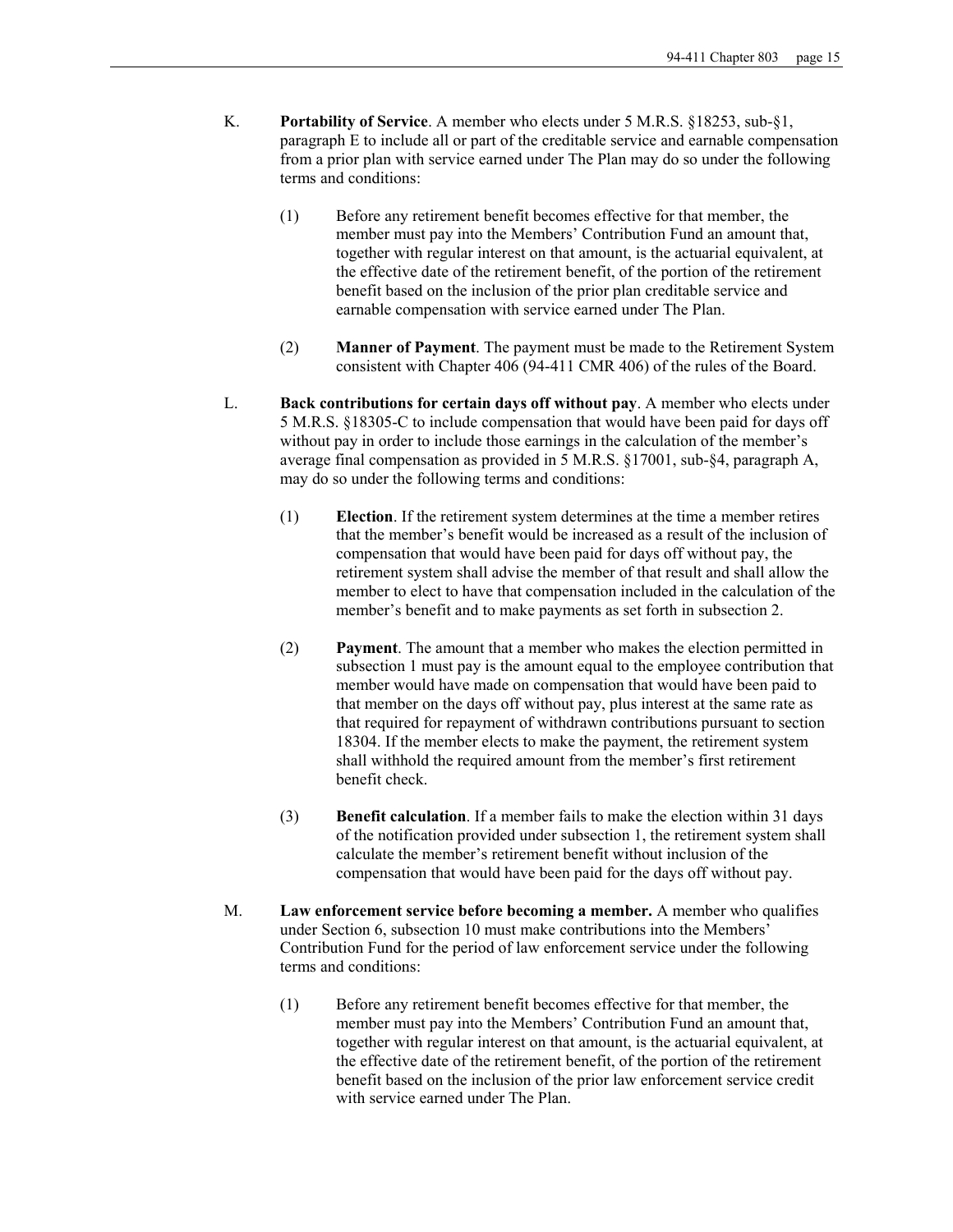K. **Portability of Service**. A member who elects under 5 M.R.S. §18253, sub-§1, paragraph E to include all or part of the creditable service and earnable compensation from a prior plan with service earned under The Plan may do so under the following terms and conditions:

(1) Before any retirement benefit becomes effective for that member, the member must pay into the Members' Contribution Fund an amount that, together with regular interest on that amount, is the actuarial equivalent, at the effective date of the retirement benefit, of the portion of the retirement benefit based on the inclusion of the prior plan creditable service and earnable compensation with service earned under The Plan.

(2) **Manner of Payment**. The payment must be made to the Retirement System consistent with Chapter 406 (94-411 CMR 406) of the rules of the Board.

L. **Back contributions for certain days off without pay**. A member who elects under 5 M.R.S. §18305-C to include compensation that would have been paid for days off without pay in order to include those earnings in the calculation of the member's average final compensation as provided in 5 M.R.S. §17001, sub-§4, paragraph A, may do so under the following terms and conditions:

(1) **Election**. If the retirement system determines at the time a member retires that the member's benefit would be increased as a result of the inclusion of compensation that would have been paid for days off without pay, the retirement system shall advise the member of that result and shall allow the member to elect to have that compensation included in the calculation of the member's benefit and to make payments as set forth in subsection 2.

(2) **Payment**. The amount that a member who makes the election permitted in subsection 1 must pay is the amount equal to the employee contribution that member would have made on compensation that would have been paid to that member on the days off without pay, plus interest at the same rate as that required for repayment of withdrawn contributions pursuant to section 18304. If the member elects to make the payment, the retirement system shall withhold the required amount from the member's first retirement benefit check.

(3) **Benefit calculation**. If a member fails to make the election within 31 days of the notification provided under subsection 1, the retirement system shall calculate the member's retirement benefit without inclusion of the compensation that would have been paid for the days off without pay.

M. **Law enforcement service before becoming a member.** A member who qualifies under Section 6, subsection 10 must make contributions into the Members' Contribution Fund for the period of law enforcement service under the following terms and conditions:

(1) Before any retirement benefit becomes effective for that member, the member must pay into the Members' Contribution Fund an amount that, together with regular interest on that amount, is the actuarial equivalent, at the effective date of the retirement benefit, of the portion of the retirement benefit based on the inclusion of the prior law enforcement service credit with service earned under The Plan.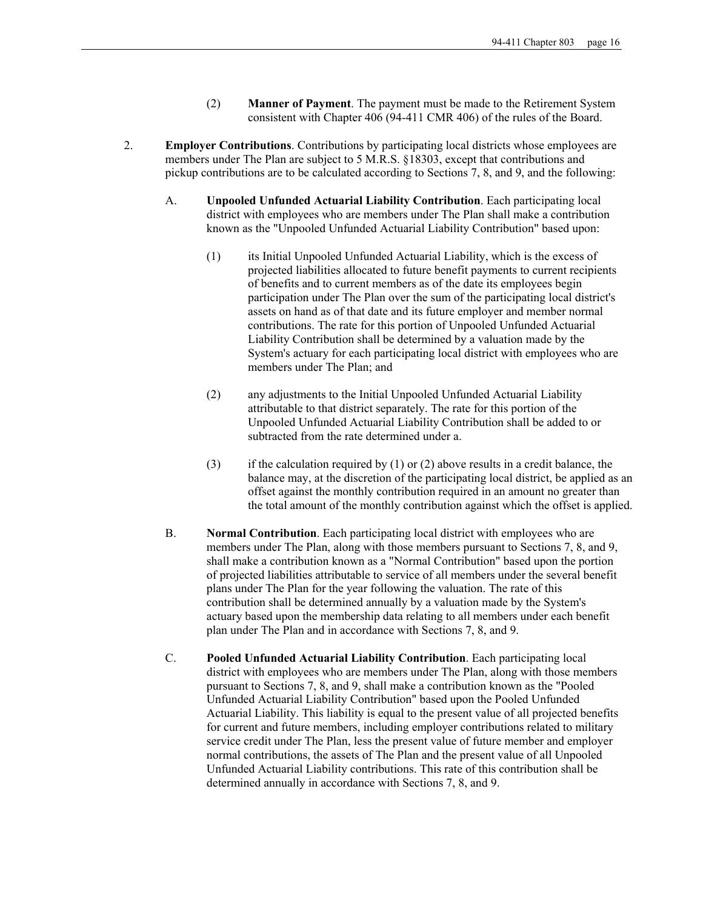(2) **Manner of Payment**. The payment must be made to the Retirement System consistent with Chapter 406 (94-411 CMR 406) of the rules of the Board.

2. **Employer Contributions**. Contributions by participating local districts whose employees are members under The Plan are subject to 5 M.R.S. §18303, except that contributions and pickup contributions are to be calculated according to Sections 7, 8, and 9, and the following:

   A. **Unpooled Unfunded Actuarial Liability Contribution**. Each participating local district with employees who are members under The Plan shall make a contribution known as the "Unpooled Unfunded Actuarial Liability Contribution" based upon:

      (1) its Initial Unpooled Unfunded Actuarial Liability, which is the excess of projected liabilities allocated to future benefit payments to current recipients of benefits and to current members as of the date its employees begin participation under The Plan over the sum of the participating local district's assets on hand as of that date and its future employer and member normal contributions. The rate for this portion of Unpooled Unfunded Actuarial Liability Contribution shall be determined by a valuation made by the System's actuary for each participating local district with employees who are members under The Plan; and

      (2) any adjustments to the Initial Unpooled Unfunded Actuarial Liability attributable to that district separately. The rate for this portion of the Unpooled Unfunded Actuarial Liability Contribution shall be added to or subtracted from the rate determined under a.

      (3) if the calculation required by (1) or (2) above results in a credit balance, the balance may, at the discretion of the participating local district, be applied as an offset against the monthly contribution required in an amount no greater than the total amount of the monthly contribution against which the offset is applied.

   B. **Normal Contribution**. Each participating local district with employees who are members under The Plan, along with those members pursuant to Sections 7, 8, and 9, shall make a contribution known as a "Normal Contribution" based upon the portion of projected liabilities attributable to service of all members under the several benefit plans under The Plan for the year following the valuation. The rate of this contribution shall be determined annually by a valuation made by the System's actuary based upon the membership data relating to all members under each benefit plan under The Plan and in accordance with Sections 7, 8, and 9.

   C. **Pooled Unfunded Actuarial Liability Contribution**. Each participating local district with employees who are members under The Plan, along with those members pursuant to Sections 7, 8, and 9, shall make a contribution known as the "Pooled Unfunded Actuarial Liability Contribution" based upon the Pooled Unfunded Actuarial Liability. This liability is equal to the present value of all projected benefits for current and future members, including employer contributions related to military service credit under The Plan, less the present value of future member and employer normal contributions, the assets of The Plan and the present value of all Unpooled Unfunded Actuarial Liability contributions. This rate of this contribution shall be determined annually in accordance with Sections 7, 8, and 9.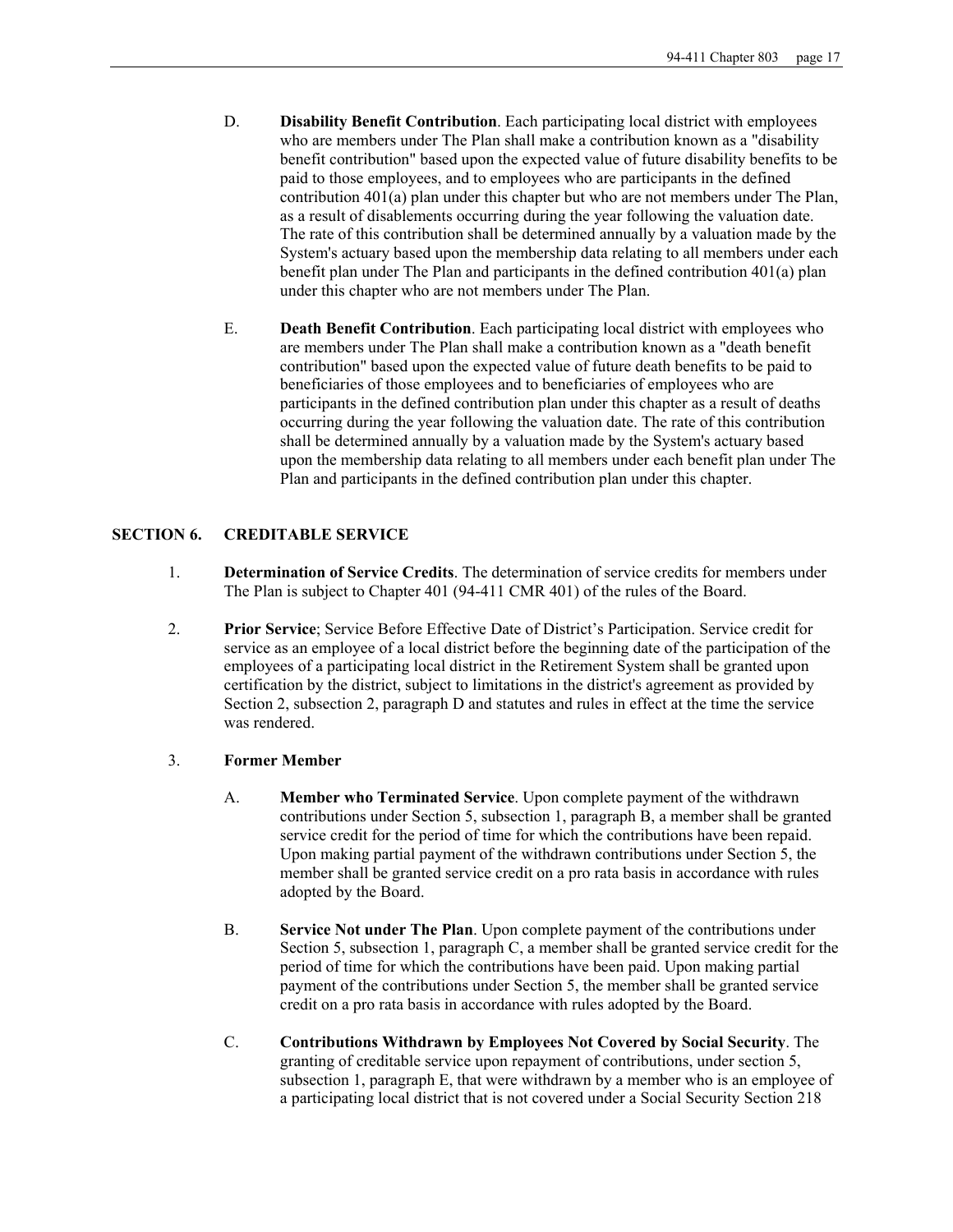D. **Disability Benefit Contribution**. Each participating local district with employees who are members under The Plan shall make a contribution known as a "disability benefit contribution" based upon the expected value of future disability benefits to be paid to those employees, and to employees who are participants in the defined contribution 401(a) plan under this chapter but who are not members under The Plan, as a result of disablements occurring during the year following the valuation date. The rate of this contribution shall be determined annually by a valuation made by the System's actuary based upon the membership data relating to all members under each benefit plan under The Plan and participants in the defined contribution 401(a) plan under this chapter who are not members under The Plan.

E. **Death Benefit Contribution**. Each participating local district with employees who are members under The Plan shall make a contribution known as a "death benefit contribution" based upon the expected value of future death benefits to be paid to beneficiaries of those employees and to beneficiaries of employees who are participants in the defined contribution plan under this chapter as a result of deaths occurring during the year following the valuation date. The rate of this contribution shall be determined annually by a valuation made by the System's actuary based upon the membership data relating to all members under each benefit plan under The Plan and participants in the defined contribution plan under this chapter.

## SECTION 6. CREDITABLE SERVICE

1. **Determination of Service Credits**. The determination of service credits for members under The Plan is subject to Chapter 401 (94-411 CMR 401) of the rules of the Board.

2. **Prior Service**; Service Before Effective Date of District's Participation. Service credit for service as an employee of a local district before the beginning date of the participation of the employees of a participating local district in the Retirement System shall be granted upon certification by the district, subject to limitations in the district's agreement as provided by Section 2, subsection 2, paragraph D and statutes and rules in effect at the time the service was rendered.

3. **Former Member**

   A. **Member who Terminated Service**. Upon complete payment of the withdrawn contributions under Section 5, subsection 1, paragraph B, a member shall be granted service credit for the period of time for which the contributions have been repaid. Upon making partial payment of the withdrawn contributions under Section 5, the member shall be granted service credit on a pro rata basis in accordance with rules adopted by the Board.

   B. **Service Not under The Plan**. Upon complete payment of the contributions under Section 5, subsection 1, paragraph C, a member shall be granted service credit for the period of time for which the contributions have been paid. Upon making partial payment of the contributions under Section 5, the member shall be granted service credit on a pro rata basis in accordance with rules adopted by the Board.

   C. **Contributions Withdrawn by Employees Not Covered by Social Security**. The granting of creditable service upon repayment of contributions, under section 5, subsection 1, paragraph E, that were withdrawn by a member who is an employee of a participating local district that is not covered under a Social Security Section 218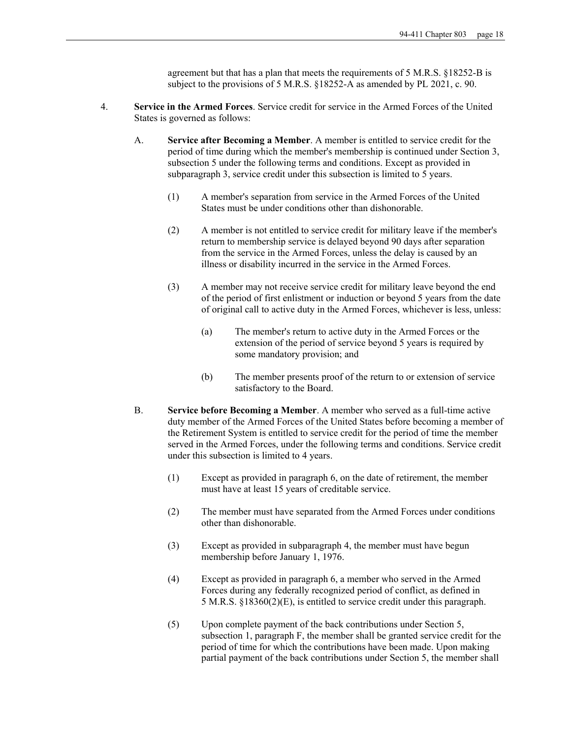agreement but that has a plan that meets the requirements of 5 M.R.S. §18252-B is subject to the provisions of 5 M.R.S. §18252-A as amended by PL 2021, c. 90.

4. **Service in the Armed Forces**. Service credit for service in the Armed Forces of the United States is governed as follows:

   A. **Service after Becoming a Member**. A member is entitled to service credit for the period of time during which the member's membership is continued under Section 3, subsection 5 under the following terms and conditions. Except as provided in subparagraph 3, service credit under this subsection is limited to 5 years.

      (1) A member's separation from service in the Armed Forces of the United States must be under conditions other than dishonorable.

      (2) A member is not entitled to service credit for military leave if the member's return to membership service is delayed beyond 90 days after separation from the service in the Armed Forces, unless the delay is caused by an illness or disability incurred in the service in the Armed Forces.

      (3) A member may not receive service credit for military leave beyond the end of the period of first enlistment or induction or beyond 5 years from the date of original call to active duty in the Armed Forces, whichever is less, unless:

         (a) The member's return to active duty in the Armed Forces or the extension of the period of service beyond 5 years is required by some mandatory provision; and

         (b) The member presents proof of the return to or extension of service satisfactory to the Board.

   B. **Service before Becoming a Member**. A member who served as a full-time active duty member of the Armed Forces of the United States before becoming a member of the Retirement System is entitled to service credit for the period of time the member served in the Armed Forces, under the following terms and conditions. Service credit under this subsection is limited to 4 years.

      (1) Except as provided in paragraph 6, on the date of retirement, the member must have at least 15 years of creditable service.

      (2) The member must have separated from the Armed Forces under conditions other than dishonorable.

      (3) Except as provided in subparagraph 4, the member must have begun membership before January 1, 1976.

      (4) Except as provided in paragraph 6, a member who served in the Armed Forces during any federally recognized period of conflict, as defined in 5 M.R.S. §18360(2)(E), is entitled to service credit under this paragraph.

      (5) Upon complete payment of the back contributions under Section 5, subsection 1, paragraph F, the member shall be granted service credit for the period of time for which the contributions have been made. Upon making partial payment of the back contributions under Section 5, the member shall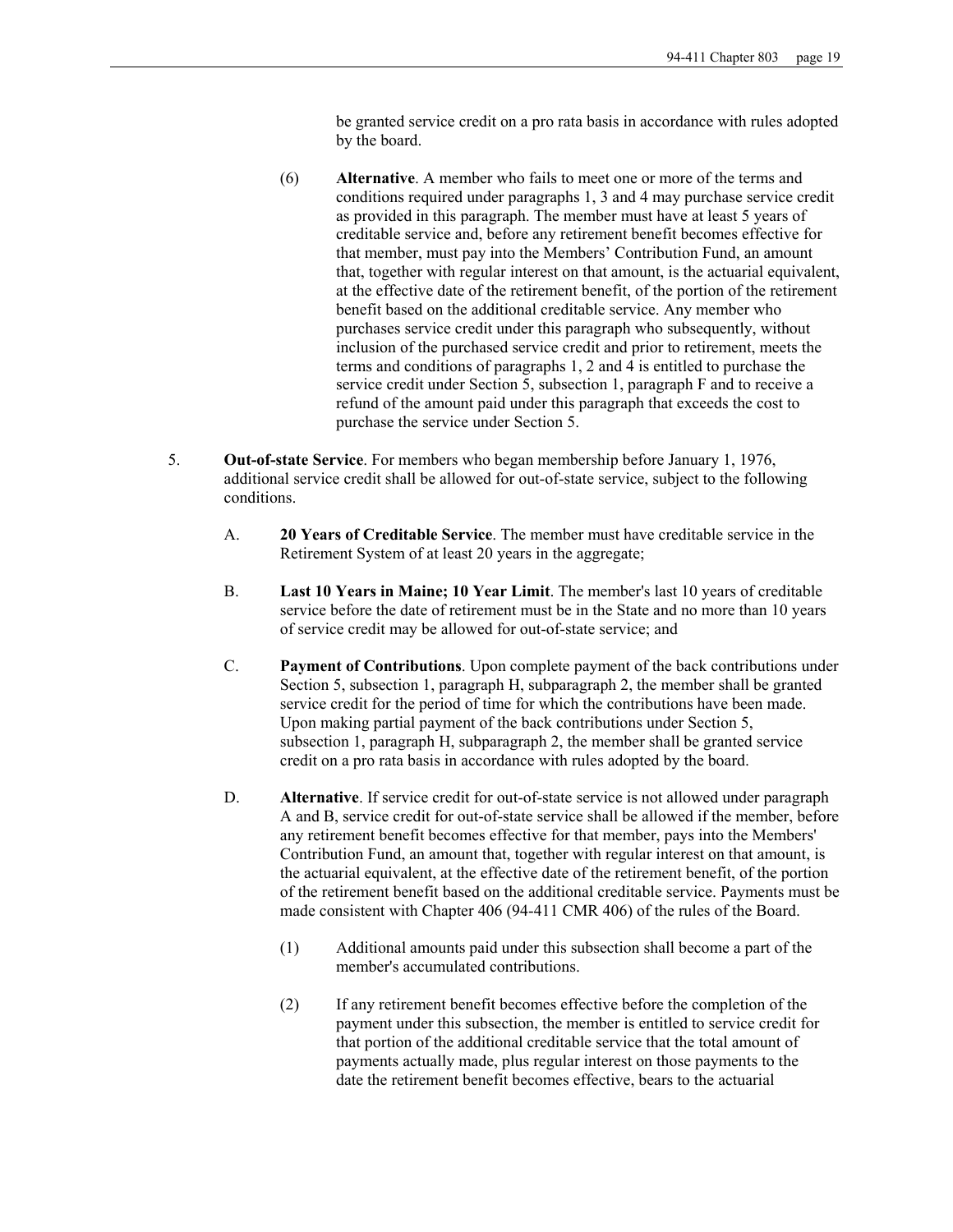be granted service credit on a pro rata basis in accordance with rules adopted by the board.

(6) **Alternative**. A member who fails to meet one or more of the terms and conditions required under paragraphs 1, 3 and 4 may purchase service credit as provided in this paragraph. The member must have at least 5 years of creditable service and, before any retirement benefit becomes effective for that member, must pay into the Members' Contribution Fund, an amount that, together with regular interest on that amount, is the actuarial equivalent, at the effective date of the retirement benefit, of the portion of the retirement benefit based on the additional creditable service. Any member who purchases service credit under this paragraph who subsequently, without inclusion of the purchased service credit and prior to retirement, meets the terms and conditions of paragraphs 1, 2 and 4 is entitled to purchase the service credit under Section 5, subsection 1, paragraph F and to receive a refund of the amount paid under this paragraph that exceeds the cost to purchase the service under Section 5.

5. **Out-of-state Service**. For members who began membership before January 1, 1976, additional service credit shall be allowed for out-of-state service, subject to the following conditions.

A. **20 Years of Creditable Service**. The member must have creditable service in the Retirement System of at least 20 years in the aggregate;

B. **Last 10 Years in Maine; 10 Year Limit**. The member's last 10 years of creditable service before the date of retirement must be in the State and no more than 10 years of service credit may be allowed for out-of-state service; and

C. **Payment of Contributions**. Upon complete payment of the back contributions under Section 5, subsection 1, paragraph H, subparagraph 2, the member shall be granted service credit for the period of time for which the contributions have been made. Upon making partial payment of the back contributions under Section 5, subsection 1, paragraph H, subparagraph 2, the member shall be granted service credit on a pro rata basis in accordance with rules adopted by the board.

D. **Alternative**. If service credit for out-of-state service is not allowed under paragraph A and B, service credit for out-of-state service shall be allowed if the member, before any retirement benefit becomes effective for that member, pays into the Members' Contribution Fund, an amount that, together with regular interest on that amount, is the actuarial equivalent, at the effective date of the retirement benefit, of the portion of the retirement benefit based on the additional creditable service. Payments must be made consistent with Chapter 406 (94-411 CMR 406) of the rules of the Board.

(1) Additional amounts paid under this subsection shall become a part of the member's accumulated contributions.

(2) If any retirement benefit becomes effective before the completion of the payment under this subsection, the member is entitled to service credit for that portion of the additional creditable service that the total amount of payments actually made, plus regular interest on those payments to the date the retirement benefit becomes effective, bears to the actuarial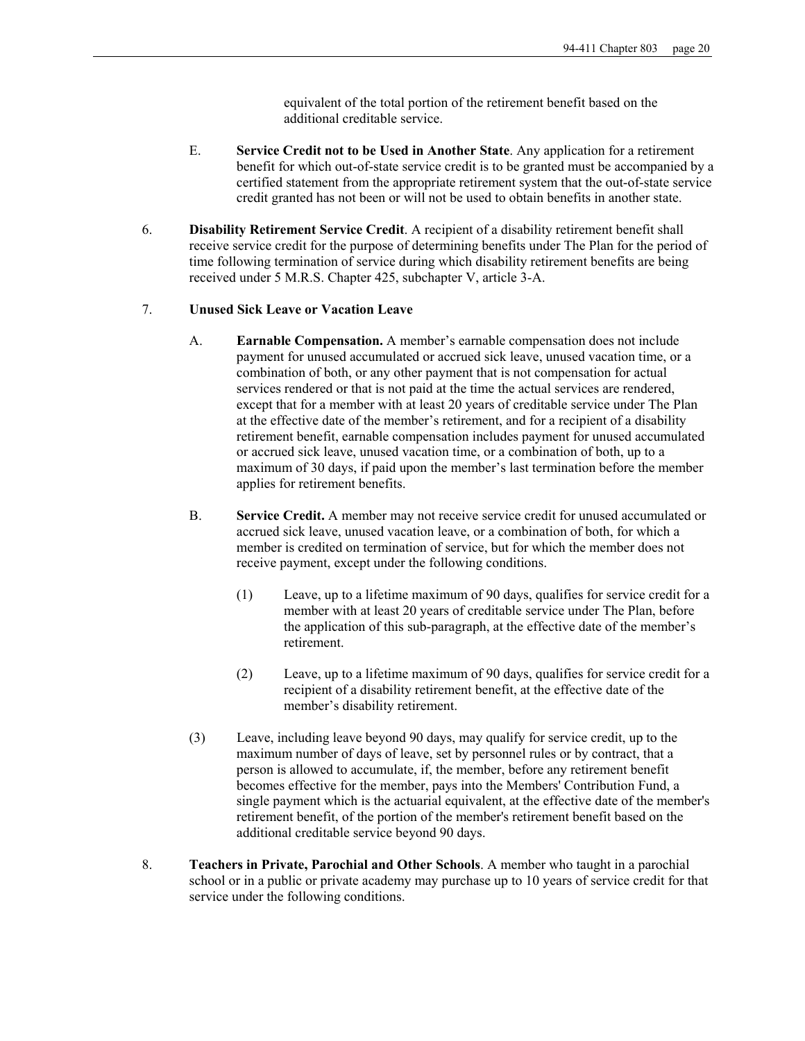equivalent of the total portion of the retirement benefit based on the additional creditable service.

E. **Service Credit not to be Used in Another State**. Any application for a retirement benefit for which out-of-state service credit is to be granted must be accompanied by a certified statement from the appropriate retirement system that the out-of-state service credit granted has not been or will not be used to obtain benefits in another state.

6. **Disability Retirement Service Credit**. A recipient of a disability retirement benefit shall receive service credit for the purpose of determining benefits under The Plan for the period of time following termination of service during which disability retirement benefits are being received under 5 M.R.S. Chapter 425, subchapter V, article 3-A.

7. **Unused Sick Leave or Vacation Leave**

A. **Earnable Compensation.** A member's earnable compensation does not include payment for unused accumulated or accrued sick leave, unused vacation time, or a combination of both, or any other payment that is not compensation for actual services rendered or that is not paid at the time the actual services are rendered, except that for a member with at least 20 years of creditable service under The Plan at the effective date of the member's retirement, and for a recipient of a disability retirement benefit, earnable compensation includes payment for unused accumulated or accrued sick leave, unused vacation time, or a combination of both, up to a maximum of 30 days, if paid upon the member's last termination before the member applies for retirement benefits.

B. **Service Credit.** A member may not receive service credit for unused accumulated or accrued sick leave, unused vacation leave, or a combination of both, for which a member is credited on termination of service, but for which the member does not receive payment, except under the following conditions.

(1) Leave, up to a lifetime maximum of 90 days, qualifies for service credit for a member with at least 20 years of creditable service under The Plan, before the application of this sub-paragraph, at the effective date of the member's retirement.

(2) Leave, up to a lifetime maximum of 90 days, qualifies for service credit for a recipient of a disability retirement benefit, at the effective date of the member's disability retirement.

(3) Leave, including leave beyond 90 days, may qualify for service credit, up to the maximum number of days of leave, set by personnel rules or by contract, that a person is allowed to accumulate, if, the member, before any retirement benefit becomes effective for the member, pays into the Members' Contribution Fund, a single payment which is the actuarial equivalent, at the effective date of the member's retirement benefit, of the portion of the member's retirement benefit based on the additional creditable service beyond 90 days.

8. **Teachers in Private, Parochial and Other Schools**. A member who taught in a parochial school or in a public or private academy may purchase up to 10 years of service credit for that service under the following conditions.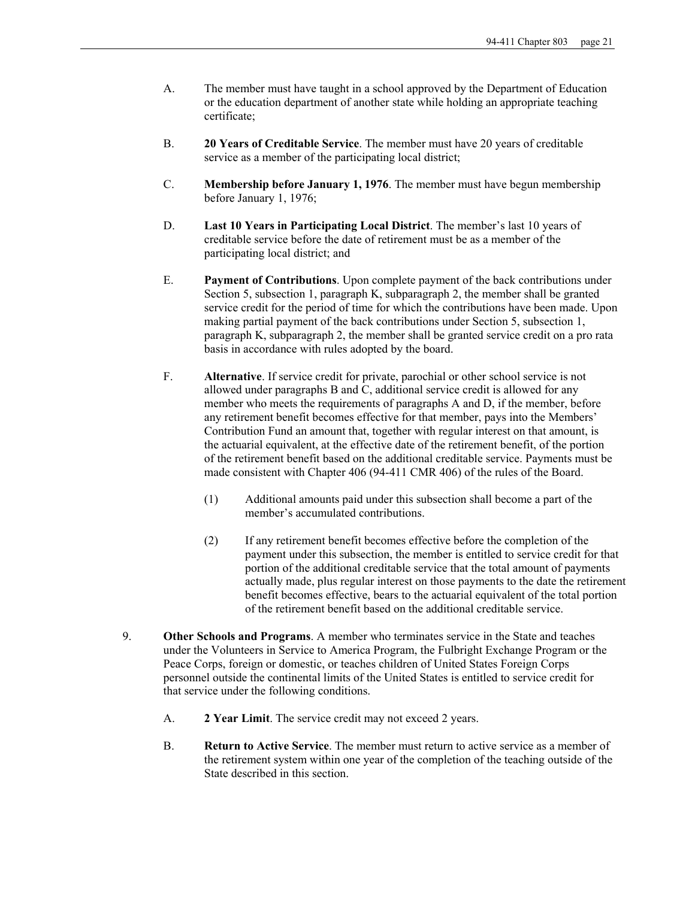A. The member must have taught in a school approved by the Department of Education or the education department of another state while holding an appropriate teaching certificate;

B. **20 Years of Creditable Service**. The member must have 20 years of creditable service as a member of the participating local district;

C. **Membership before January 1, 1976**. The member must have begun membership before January 1, 1976;

D. **Last 10 Years in Participating Local District**. The member's last 10 years of creditable service before the date of retirement must be as a member of the participating local district; and

E. **Payment of Contributions**. Upon complete payment of the back contributions under Section 5, subsection 1, paragraph K, subparagraph 2, the member shall be granted service credit for the period of time for which the contributions have been made. Upon making partial payment of the back contributions under Section 5, subsection 1, paragraph K, subparagraph 2, the member shall be granted service credit on a pro rata basis in accordance with rules adopted by the board.

F. **Alternative**. If service credit for private, parochial or other school service is not allowed under paragraphs B and C, additional service credit is allowed for any member who meets the requirements of paragraphs A and D, if the member, before any retirement benefit becomes effective for that member, pays into the Members' Contribution Fund an amount that, together with regular interest on that amount, is the actuarial equivalent, at the effective date of the retirement benefit, of the portion of the retirement benefit based on the additional creditable service. Payments must be made consistent with Chapter 406 (94-411 CMR 406) of the rules of the Board.

   (1) Additional amounts paid under this subsection shall become a part of the member's accumulated contributions.

   (2) If any retirement benefit becomes effective before the completion of the payment under this subsection, the member is entitled to service credit for that portion of the additional creditable service that the total amount of payments actually made, plus regular interest on those payments to the date the retirement benefit becomes effective, bears to the actuarial equivalent of the total portion of the retirement benefit based on the additional creditable service.

9. **Other Schools and Programs**. A member who terminates service in the State and teaches under the Volunteers in Service to America Program, the Fulbright Exchange Program or the Peace Corps, foreign or domestic, or teaches children of United States Foreign Corps personnel outside the continental limits of the United States is entitled to service credit for that service under the following conditions.

   A. **2 Year Limit**. The service credit may not exceed 2 years.

   B. **Return to Active Service**. The member must return to active service as a member of the retirement system within one year of the completion of the teaching outside of the State described in this section.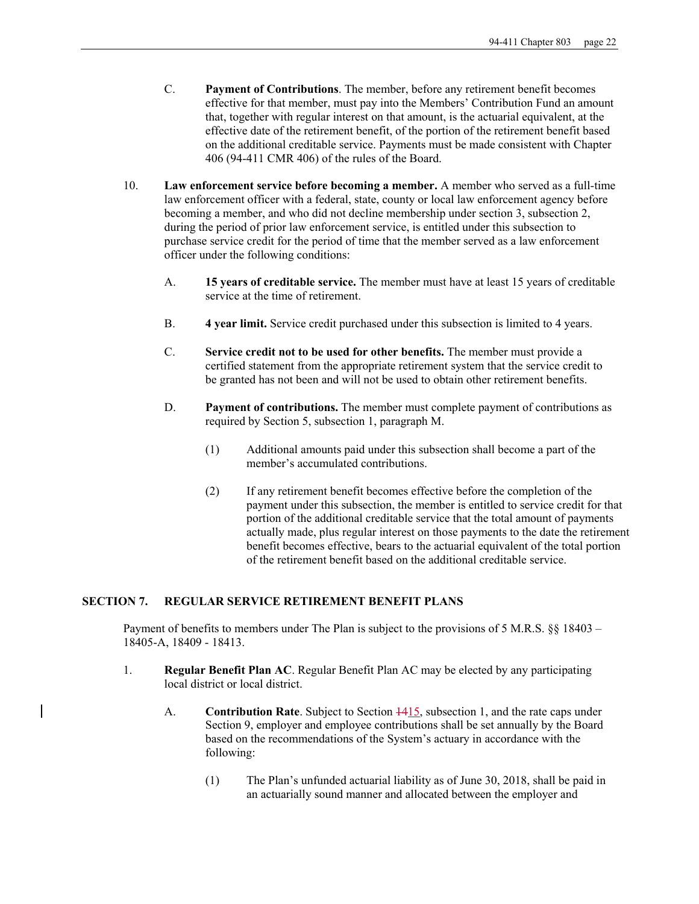C. **Payment of Contributions**. The member, before any retirement benefit becomes effective for that member, must pay into the Members' Contribution Fund an amount that, together with regular interest on that amount, is the actuarial equivalent, at the effective date of the retirement benefit, of the portion of the retirement benefit based on the additional creditable service. Payments must be made consistent with Chapter 406 (94-411 CMR 406) of the rules of the Board.

10. **Law enforcement service before becoming a member.** A member who served as a full-time law enforcement officer with a federal, state, county or local law enforcement agency before becoming a member, and who did not decline membership under section 3, subsection 2, during the period of prior law enforcement service, is entitled under this subsection to purchase service credit for the period of time that the member served as a law enforcement officer under the following conditions:

    A. **15 years of creditable service.** The member must have at least 15 years of creditable service at the time of retirement.

    B. **4 year limit.** Service credit purchased under this subsection is limited to 4 years.

    C. **Service credit not to be used for other benefits.** The member must provide a certified statement from the appropriate retirement system that the service credit to be granted has not been and will not be used to obtain other retirement benefits.

    D. **Payment of contributions.** The member must complete payment of contributions as required by Section 5, subsection 1, paragraph M.

        (1) Additional amounts paid under this subsection shall become a part of the member's accumulated contributions.

        (2) If any retirement benefit becomes effective before the completion of the payment under this subsection, the member is entitled to service credit for that portion of the additional creditable service that the total amount of payments actually made, plus regular interest on those payments to the date the retirement benefit becomes effective, bears to the actuarial equivalent of the total portion of the retirement benefit based on the additional creditable service.

## SECTION 7. REGULAR SERVICE RETIREMENT BENEFIT PLANS

Payment of benefits to members under The Plan is subject to the provisions of 5 M.R.S. §§ 18403 – 18405-A, 18409 - 18413.

1. **Regular Benefit Plan AC**. Regular Benefit Plan AC may be elected by any participating local district or local district.

    A. **Contribution Rate**. Subject to Section ~~14~~15, subsection 1, and the rate caps under Section 9, employer and employee contributions shall be set annually by the Board based on the recommendations of the System's actuary in accordance with the following:

        (1) The Plan's unfunded actuarial liability as of June 30, 2018, shall be paid in an actuarially sound manner and allocated between the employer and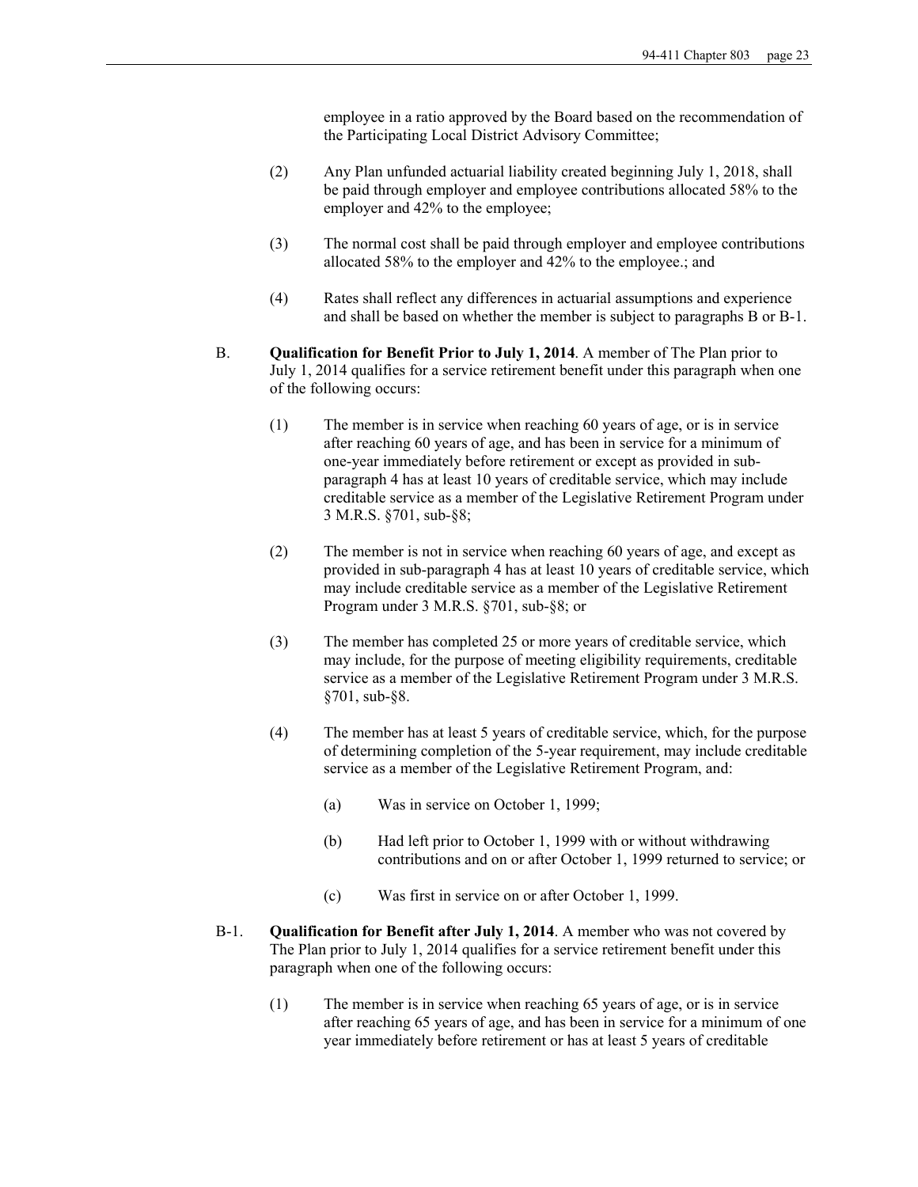employee in a ratio approved by the Board based on the recommendation of the Participating Local District Advisory Committee;

(2) Any Plan unfunded actuarial liability created beginning July 1, 2018, shall be paid through employer and employee contributions allocated 58% to the employer and 42% to the employee;

(3) The normal cost shall be paid through employer and employee contributions allocated 58% to the employer and 42% to the employee.; and

(4) Rates shall reflect any differences in actuarial assumptions and experience and shall be based on whether the member is subject to paragraphs B or B-1.

B. **Qualification for Benefit Prior to July 1, 2014**. A member of The Plan prior to July 1, 2014 qualifies for a service retirement benefit under this paragraph when one of the following occurs:

(1) The member is in service when reaching 60 years of age, or is in service after reaching 60 years of age, and has been in service for a minimum of one-year immediately before retirement or except as provided in sub-paragraph 4 has at least 10 years of creditable service, which may include creditable service as a member of the Legislative Retirement Program under 3 M.R.S. §701, sub-§8;

(2) The member is not in service when reaching 60 years of age, and except as provided in sub-paragraph 4 has at least 10 years of creditable service, which may include creditable service as a member of the Legislative Retirement Program under 3 M.R.S. §701, sub-§8; or

(3) The member has completed 25 or more years of creditable service, which may include, for the purpose of meeting eligibility requirements, creditable service as a member of the Legislative Retirement Program under 3 M.R.S. §701, sub-§8.

(4) The member has at least 5 years of creditable service, which, for the purpose of determining completion of the 5-year requirement, may include creditable service as a member of the Legislative Retirement Program, and:

(a) Was in service on October 1, 1999;

(b) Had left prior to October 1, 1999 with or without withdrawing contributions and on or after October 1, 1999 returned to service; or

(c) Was first in service on or after October 1, 1999.

B-1. **Qualification for Benefit after July 1, 2014**. A member who was not covered by The Plan prior to July 1, 2014 qualifies for a service retirement benefit under this paragraph when one of the following occurs:

(1) The member is in service when reaching 65 years of age, or is in service after reaching 65 years of age, and has been in service for a minimum of one year immediately before retirement or has at least 5 years of creditable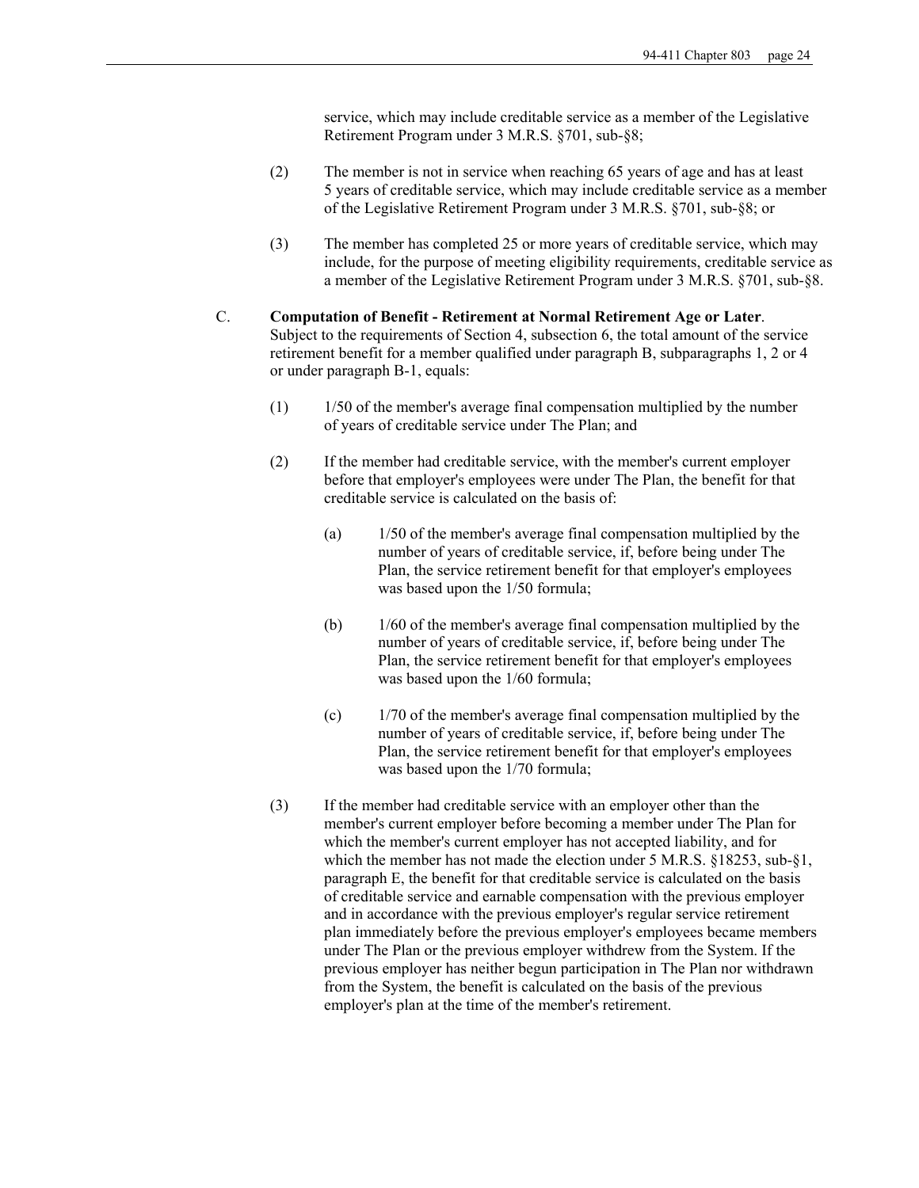service, which may include creditable service as a member of the Legislative Retirement Program under 3 M.R.S. §701, sub-§8;

(2) The member is not in service when reaching 65 years of age and has at least 5 years of creditable service, which may include creditable service as a member of the Legislative Retirement Program under 3 M.R.S. §701, sub-§8; or

(3) The member has completed 25 or more years of creditable service, which may include, for the purpose of meeting eligibility requirements, creditable service as a member of the Legislative Retirement Program under 3 M.R.S. §701, sub-§8.

C. **Computation of Benefit - Retirement at Normal Retirement Age or Later**. Subject to the requirements of Section 4, subsection 6, the total amount of the service retirement benefit for a member qualified under paragraph B, subparagraphs 1, 2 or 4 or under paragraph B-1, equals:

(1) 1/50 of the member's average final compensation multiplied by the number of years of creditable service under The Plan; and

(2) If the member had creditable service, with the member's current employer before that employer's employees were under The Plan, the benefit for that creditable service is calculated on the basis of:

(a) 1/50 of the member's average final compensation multiplied by the number of years of creditable service, if, before being under The Plan, the service retirement benefit for that employer's employees was based upon the 1/50 formula;

(b) 1/60 of the member's average final compensation multiplied by the number of years of creditable service, if, before being under The Plan, the service retirement benefit for that employer's employees was based upon the 1/60 formula;

(c) 1/70 of the member's average final compensation multiplied by the number of years of creditable service, if, before being under The Plan, the service retirement benefit for that employer's employees was based upon the 1/70 formula;

(3) If the member had creditable service with an employer other than the member's current employer before becoming a member under The Plan for which the member's current employer has not accepted liability, and for which the member has not made the election under 5 M.R.S. §18253, sub-§1, paragraph E, the benefit for that creditable service is calculated on the basis of creditable service and earnable compensation with the previous employer and in accordance with the previous employer's regular service retirement plan immediately before the previous employer's employees became members under The Plan or the previous employer withdrew from the System. If the previous employer has neither begun participation in The Plan nor withdrawn from the System, the benefit is calculated on the basis of the previous employer's plan at the time of the member's retirement.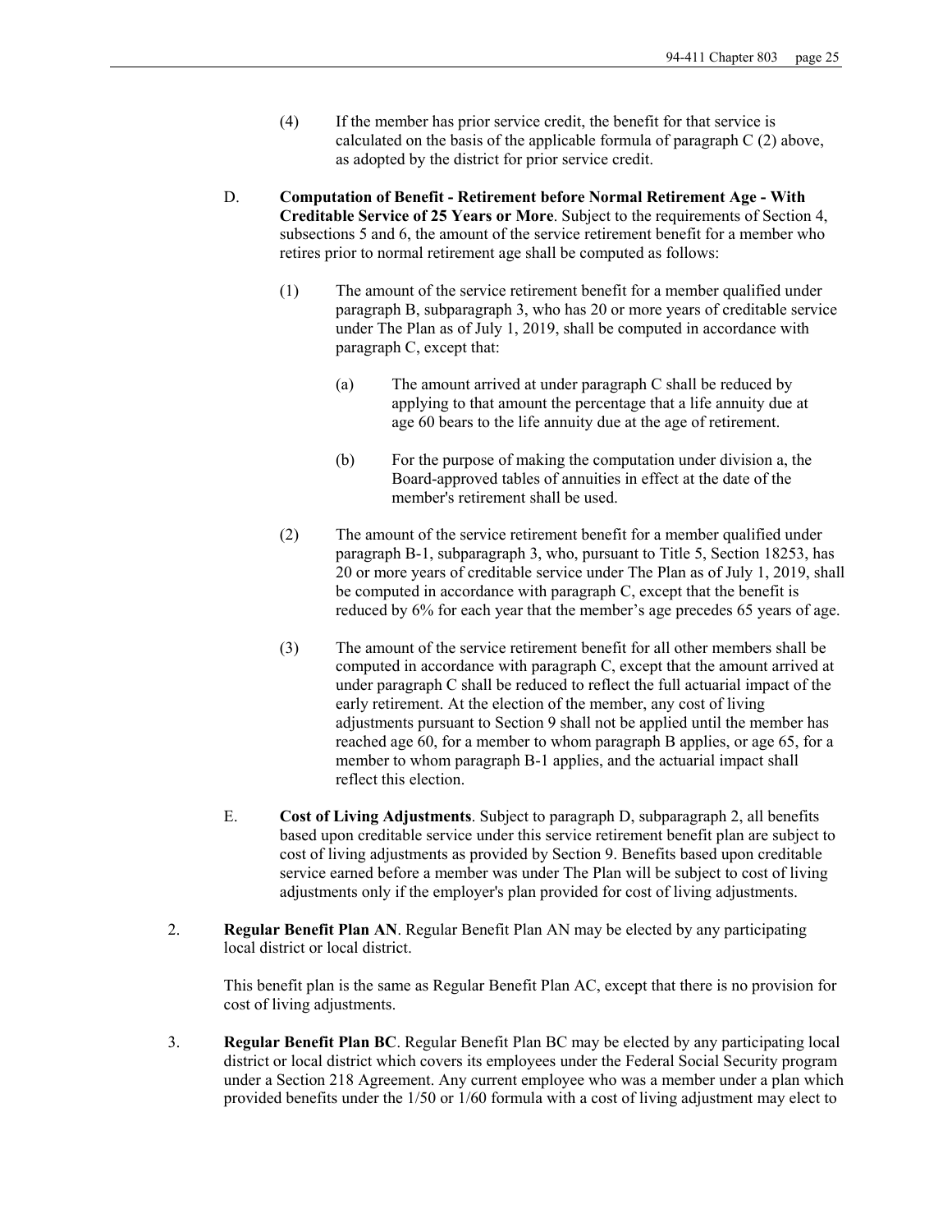(4) If the member has prior service credit, the benefit for that service is calculated on the basis of the applicable formula of paragraph C (2) above, as adopted by the district for prior service credit.

D. **Computation of Benefit - Retirement before Normal Retirement Age - With Creditable Service of 25 Years or More**. Subject to the requirements of Section 4, subsections 5 and 6, the amount of the service retirement benefit for a member who retires prior to normal retirement age shall be computed as follows:

(1) The amount of the service retirement benefit for a member qualified under paragraph B, subparagraph 3, who has 20 or more years of creditable service under The Plan as of July 1, 2019, shall be computed in accordance with paragraph C, except that:

(a) The amount arrived at under paragraph C shall be reduced by applying to that amount the percentage that a life annuity due at age 60 bears to the life annuity due at the age of retirement.

(b) For the purpose of making the computation under division a, the Board-approved tables of annuities in effect at the date of the member's retirement shall be used.

(2) The amount of the service retirement benefit for a member qualified under paragraph B-1, subparagraph 3, who, pursuant to Title 5, Section 18253, has 20 or more years of creditable service under The Plan as of July 1, 2019, shall be computed in accordance with paragraph C, except that the benefit is reduced by 6% for each year that the member's age precedes 65 years of age.

(3) The amount of the service retirement benefit for all other members shall be computed in accordance with paragraph C, except that the amount arrived at under paragraph C shall be reduced to reflect the full actuarial impact of the early retirement. At the election of the member, any cost of living adjustments pursuant to Section 9 shall not be applied until the member has reached age 60, for a member to whom paragraph B applies, or age 65, for a member to whom paragraph B-1 applies, and the actuarial impact shall reflect this election.

E. **Cost of Living Adjustments**. Subject to paragraph D, subparagraph 2, all benefits based upon creditable service under this service retirement benefit plan are subject to cost of living adjustments as provided by Section 9. Benefits based upon creditable service earned before a member was under The Plan will be subject to cost of living adjustments only if the employer's plan provided for cost of living adjustments.

2. **Regular Benefit Plan AN**. Regular Benefit Plan AN may be elected by any participating local district or local district.

This benefit plan is the same as Regular Benefit Plan AC, except that there is no provision for cost of living adjustments.

3. **Regular Benefit Plan BC**. Regular Benefit Plan BC may be elected by any participating local district or local district which covers its employees under the Federal Social Security program under a Section 218 Agreement. Any current employee who was a member under a plan which provided benefits under the 1/50 or 1/60 formula with a cost of living adjustment may elect to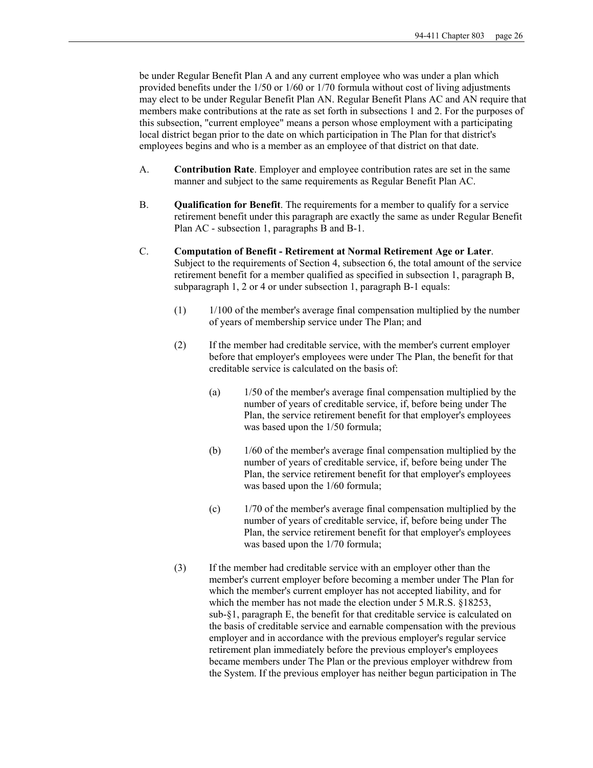be under Regular Benefit Plan A and any current employee who was under a plan which provided benefits under the 1/50 or 1/60 or 1/70 formula without cost of living adjustments may elect to be under Regular Benefit Plan AN. Regular Benefit Plans AC and AN require that members make contributions at the rate as set forth in subsections 1 and 2. For the purposes of this subsection, "current employee" means a person whose employment with a participating local district began prior to the date on which participation in The Plan for that district's employees begins and who is a member as an employee of that district on that date.

A. **Contribution Rate**. Employer and employee contribution rates are set in the same manner and subject to the same requirements as Regular Benefit Plan AC.

B. **Qualification for Benefit**. The requirements for a member to qualify for a service retirement benefit under this paragraph are exactly the same as under Regular Benefit Plan AC - subsection 1, paragraphs B and B-1.

C. **Computation of Benefit - Retirement at Normal Retirement Age or Later**. Subject to the requirements of Section 4, subsection 6, the total amount of the service retirement benefit for a member qualified as specified in subsection 1, paragraph B, subparagraph 1, 2 or 4 or under subsection 1, paragraph B-1 equals:

(1) 1/100 of the member's average final compensation multiplied by the number of years of membership service under The Plan; and

(2) If the member had creditable service, with the member's current employer before that employer's employees were under The Plan, the benefit for that creditable service is calculated on the basis of:

(a) 1/50 of the member's average final compensation multiplied by the number of years of creditable service, if, before being under The Plan, the service retirement benefit for that employer's employees was based upon the 1/50 formula;

(b) 1/60 of the member's average final compensation multiplied by the number of years of creditable service, if, before being under The Plan, the service retirement benefit for that employer's employees was based upon the 1/60 formula;

(c) 1/70 of the member's average final compensation multiplied by the number of years of creditable service, if, before being under The Plan, the service retirement benefit for that employer's employees was based upon the 1/70 formula;

(3) If the member had creditable service with an employer other than the member's current employer before becoming a member under The Plan for which the member's current employer has not accepted liability, and for which the member has not made the election under 5 M.R.S. §18253, sub-§1, paragraph E, the benefit for that creditable service is calculated on the basis of creditable service and earnable compensation with the previous employer and in accordance with the previous employer's regular service retirement plan immediately before the previous employer's employees became members under The Plan or the previous employer withdrew from the System. If the previous employer has neither begun participation in The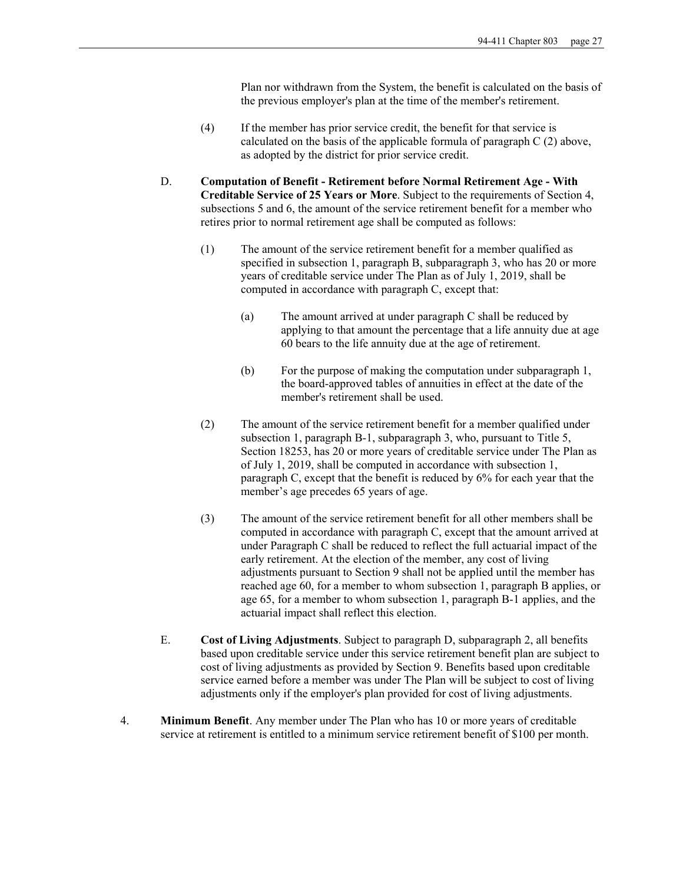Plan nor withdrawn from the System, the benefit is calculated on the basis of the previous employer's plan at the time of the member's retirement.

(4) If the member has prior service credit, the benefit for that service is calculated on the basis of the applicable formula of paragraph C (2) above, as adopted by the district for prior service credit.

D. **Computation of Benefit - Retirement before Normal Retirement Age - With Creditable Service of 25 Years or More**. Subject to the requirements of Section 4, subsections 5 and 6, the amount of the service retirement benefit for a member who retires prior to normal retirement age shall be computed as follows:

(1) The amount of the service retirement benefit for a member qualified as specified in subsection 1, paragraph B, subparagraph 3, who has 20 or more years of creditable service under The Plan as of July 1, 2019, shall be computed in accordance with paragraph C, except that:

(a) The amount arrived at under paragraph C shall be reduced by applying to that amount the percentage that a life annuity due at age 60 bears to the life annuity due at the age of retirement.

(b) For the purpose of making the computation under subparagraph 1, the board-approved tables of annuities in effect at the date of the member's retirement shall be used.

(2) The amount of the service retirement benefit for a member qualified under subsection 1, paragraph B-1, subparagraph 3, who, pursuant to Title 5, Section 18253, has 20 or more years of creditable service under The Plan as of July 1, 2019, shall be computed in accordance with subsection 1, paragraph C, except that the benefit is reduced by 6% for each year that the member's age precedes 65 years of age.

(3) The amount of the service retirement benefit for all other members shall be computed in accordance with paragraph C, except that the amount arrived at under Paragraph C shall be reduced to reflect the full actuarial impact of the early retirement. At the election of the member, any cost of living adjustments pursuant to Section 9 shall not be applied until the member has reached age 60, for a member to whom subsection 1, paragraph B applies, or age 65, for a member to whom subsection 1, paragraph B-1 applies, and the actuarial impact shall reflect this election.

E. **Cost of Living Adjustments**. Subject to paragraph D, subparagraph 2, all benefits based upon creditable service under this service retirement benefit plan are subject to cost of living adjustments as provided by Section 9. Benefits based upon creditable service earned before a member was under The Plan will be subject to cost of living adjustments only if the employer's plan provided for cost of living adjustments.

4. **Minimum Benefit**. Any member under The Plan who has 10 or more years of creditable service at retirement is entitled to a minimum service retirement benefit of $100 per month.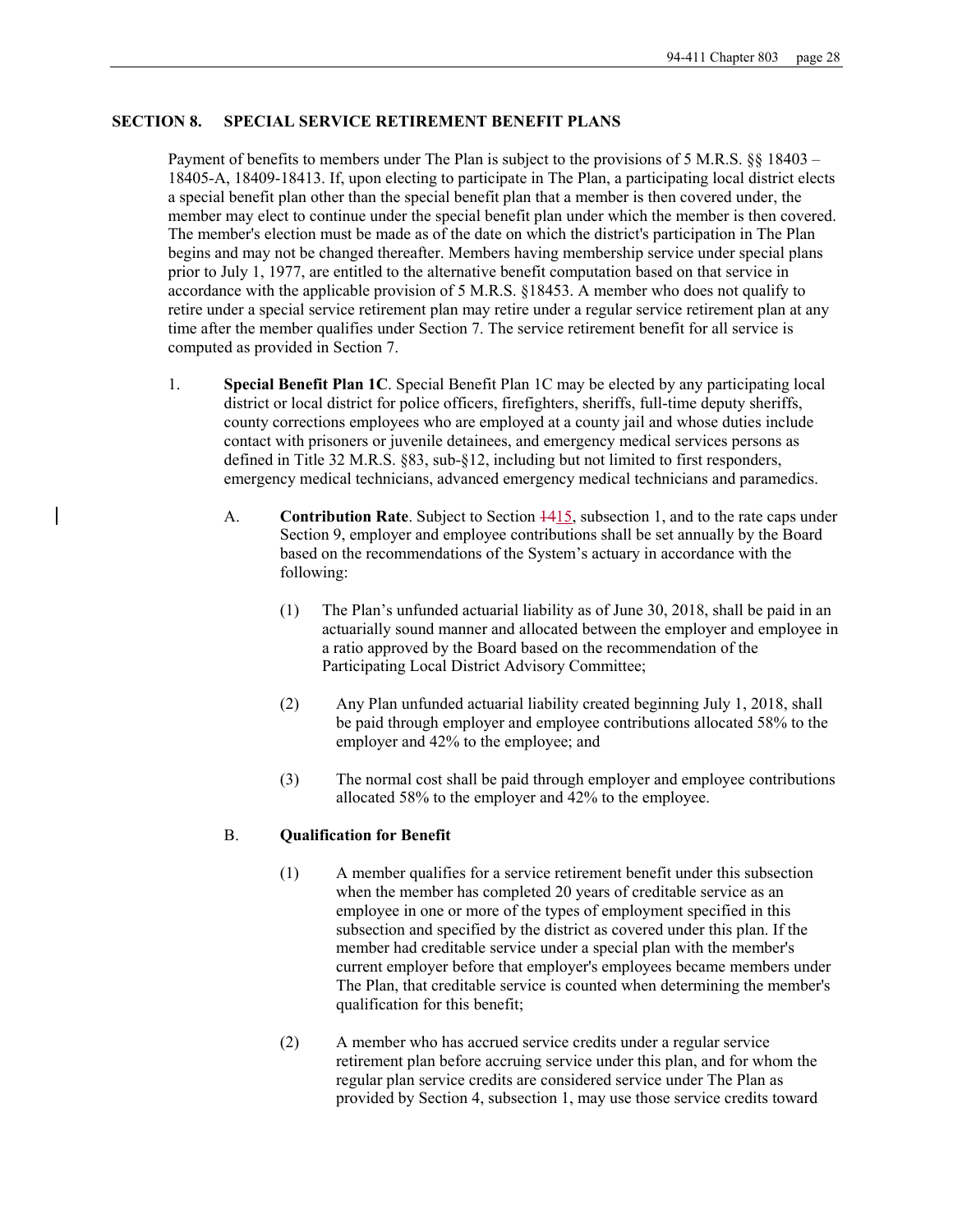## SECTION 8. SPECIAL SERVICE RETIREMENT BENEFIT PLANS

Payment of benefits to members under The Plan is subject to the provisions of 5 M.R.S. §§ 18403 – 18405-A, 18409-18413. If, upon electing to participate in The Plan, a participating local district elects a special benefit plan other than the special benefit plan that a member is then covered under, the member may elect to continue under the special benefit plan under which the member is then covered. The member's election must be made as of the date on which the district's participation in The Plan begins and may not be changed thereafter. Members having membership service under special plans prior to July 1, 1977, are entitled to the alternative benefit computation based on that service in accordance with the applicable provision of 5 M.R.S. §18453. A member who does not qualify to retire under a special service retirement plan may retire under a regular service retirement plan at any time after the member qualifies under Section 7. The service retirement benefit for all service is computed as provided in Section 7.

1. **Special Benefit Plan 1C**. Special Benefit Plan 1C may be elected by any participating local district or local district for police officers, firefighters, sheriffs, full-time deputy sheriffs, county corrections employees who are employed at a county jail and whose duties include contact with prisoners or juvenile detainees, and emergency medical services persons as defined in Title 32 M.R.S. §83, sub-§12, including but not limited to first responders, emergency medical technicians, advanced emergency medical technicians and paramedics.

   A. **Contribution Rate**. Subject to Section ~~14~~15, subsection 1, and to the rate caps under Section 9, employer and employee contributions shall be set annually by the Board based on the recommendations of the System's actuary in accordance with the following:

      (1) The Plan's unfunded actuarial liability as of June 30, 2018, shall be paid in an actuarially sound manner and allocated between the employer and employee in a ratio approved by the Board based on the recommendation of the Participating Local District Advisory Committee;

      (2) Any Plan unfunded actuarial liability created beginning July 1, 2018, shall be paid through employer and employee contributions allocated 58% to the employer and 42% to the employee; and

      (3) The normal cost shall be paid through employer and employee contributions allocated 58% to the employer and 42% to the employee.

   B. **Qualification for Benefit**

      (1) A member qualifies for a service retirement benefit under this subsection when the member has completed 20 years of creditable service as an employee in one or more of the types of employment specified in this subsection and specified by the district as covered under this plan. If the member had creditable service under a special plan with the member's current employer before that employer's employees became members under The Plan, that creditable service is counted when determining the member's qualification for this benefit;

      (2) A member who has accrued service credits under a regular service retirement plan before accruing service under this plan, and for whom the regular plan service credits are considered service under The Plan as provided by Section 4, subsection 1, may use those service credits toward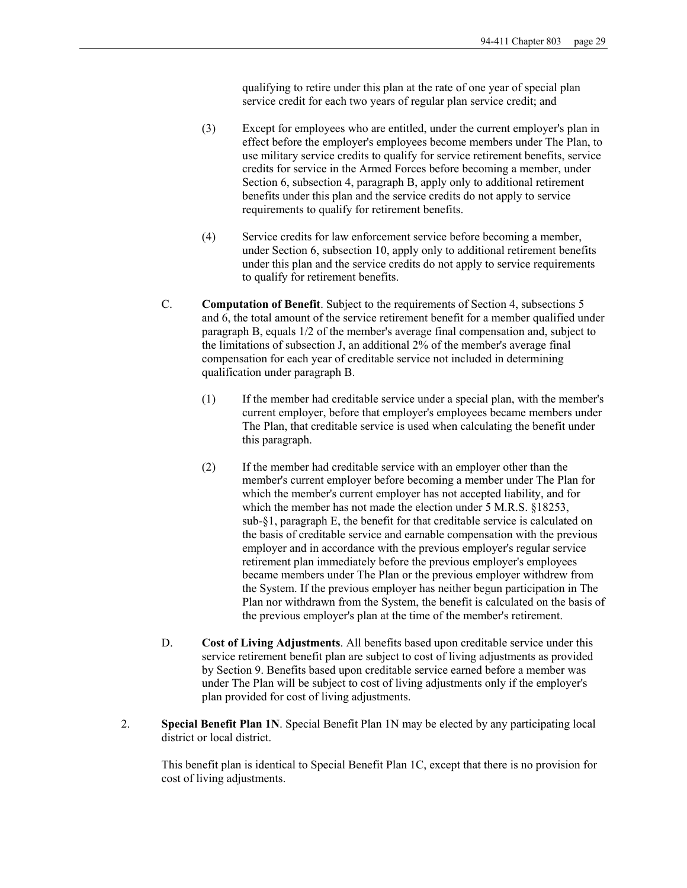qualifying to retire under this plan at the rate of one year of special plan service credit for each two years of regular plan service credit; and

(3) Except for employees who are entitled, under the current employer's plan in effect before the employer's employees become members under The Plan, to use military service credits to qualify for service retirement benefits, service credits for service in the Armed Forces before becoming a member, under Section 6, subsection 4, paragraph B, apply only to additional retirement benefits under this plan and the service credits do not apply to service requirements to qualify for retirement benefits.

(4) Service credits for law enforcement service before becoming a member, under Section 6, subsection 10, apply only to additional retirement benefits under this plan and the service credits do not apply to service requirements to qualify for retirement benefits.

C. **Computation of Benefit**. Subject to the requirements of Section 4, subsections 5 and 6, the total amount of the service retirement benefit for a member qualified under paragraph B, equals 1/2 of the member's average final compensation and, subject to the limitations of subsection J, an additional 2% of the member's average final compensation for each year of creditable service not included in determining qualification under paragraph B.

(1) If the member had creditable service under a special plan, with the member's current employer, before that employer's employees became members under The Plan, that creditable service is used when calculating the benefit under this paragraph.

(2) If the member had creditable service with an employer other than the member's current employer before becoming a member under The Plan for which the member's current employer has not accepted liability, and for which the member has not made the election under 5 M.R.S. §18253, sub-§1, paragraph E, the benefit for that creditable service is calculated on the basis of creditable service and earnable compensation with the previous employer and in accordance with the previous employer's regular service retirement plan immediately before the previous employer's employees became members under The Plan or the previous employer withdrew from the System. If the previous employer has neither begun participation in The Plan nor withdrawn from the System, the benefit is calculated on the basis of the previous employer's plan at the time of the member's retirement.

D. **Cost of Living Adjustments**. All benefits based upon creditable service under this service retirement benefit plan are subject to cost of living adjustments as provided by Section 9. Benefits based upon creditable service earned before a member was under The Plan will be subject to cost of living adjustments only if the employer's plan provided for cost of living adjustments.

2. **Special Benefit Plan 1N**. Special Benefit Plan 1N may be elected by any participating local district or local district.

This benefit plan is identical to Special Benefit Plan 1C, except that there is no provision for cost of living adjustments.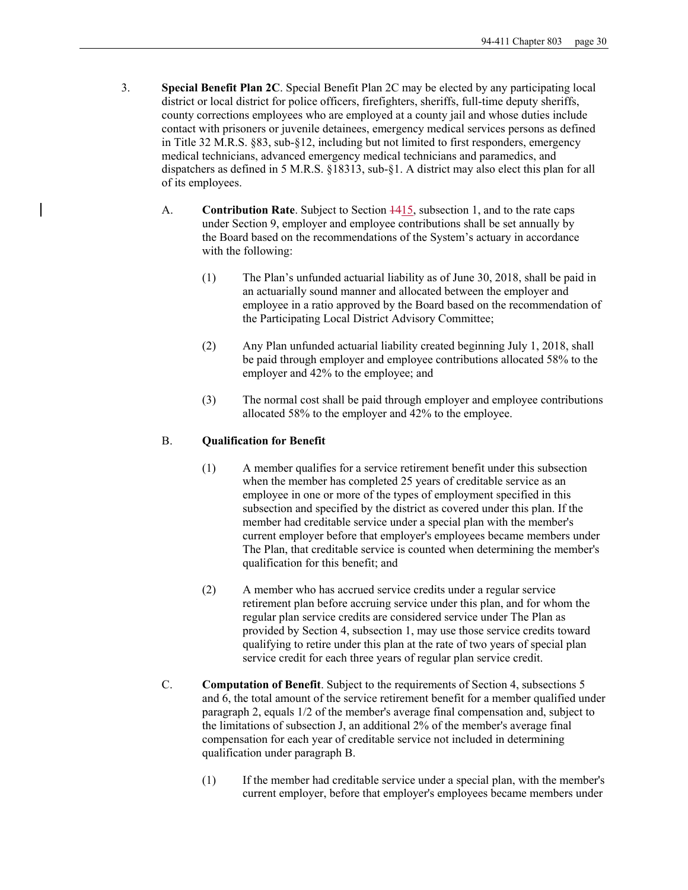3. **Special Benefit Plan 2C**. Special Benefit Plan 2C may be elected by any participating local district or local district for police officers, firefighters, sheriffs, full-time deputy sheriffs, county corrections employees who are employed at a county jail and whose duties include contact with prisoners or juvenile detainees, emergency medical services persons as defined in Title 32 M.R.S. §83, sub-§12, including but not limited to first responders, emergency medical technicians, advanced emergency medical technicians and paramedics, and dispatchers as defined in 5 M.R.S. §18313, sub-§1. A district may also elect this plan for all of its employees.

   A. **Contribution Rate**. Subject to Section ~~14~~15, subsection 1, and to the rate caps under Section 9, employer and employee contributions shall be set annually by the Board based on the recommendations of the System's actuary in accordance with the following:

      (1) The Plan's unfunded actuarial liability as of June 30, 2018, shall be paid in an actuarially sound manner and allocated between the employer and employee in a ratio approved by the Board based on the recommendation of the Participating Local District Advisory Committee;

      (2) Any Plan unfunded actuarial liability created beginning July 1, 2018, shall be paid through employer and employee contributions allocated 58% to the employer and 42% to the employee; and

      (3) The normal cost shall be paid through employer and employee contributions allocated 58% to the employer and 42% to the employee.

   B. **Qualification for Benefit**

      (1) A member qualifies for a service retirement benefit under this subsection when the member has completed 25 years of creditable service as an employee in one or more of the types of employment specified in this subsection and specified by the district as covered under this plan. If the member had creditable service under a special plan with the member's current employer before that employer's employees became members under The Plan, that creditable service is counted when determining the member's qualification for this benefit; and

      (2) A member who has accrued service credits under a regular service retirement plan before accruing service under this plan, and for whom the regular plan service credits are considered service under The Plan as provided by Section 4, subsection 1, may use those service credits toward qualifying to retire under this plan at the rate of two years of special plan service credit for each three years of regular plan service credit.

   C. **Computation of Benefit**. Subject to the requirements of Section 4, subsections 5 and 6, the total amount of the service retirement benefit for a member qualified under paragraph 2, equals 1/2 of the member's average final compensation and, subject to the limitations of subsection J, an additional 2% of the member's average final compensation for each year of creditable service not included in determining qualification under paragraph B.

      (1) If the member had creditable service under a special plan, with the member's current employer, before that employer's employees became members under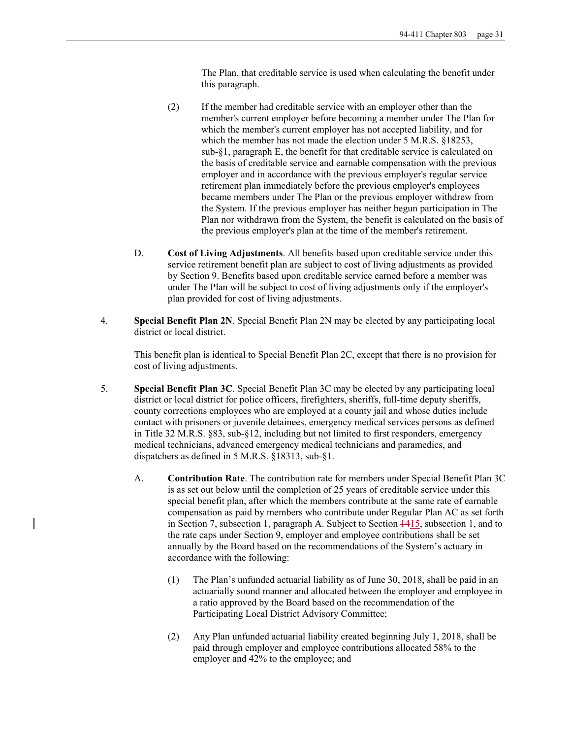The Plan, that creditable service is used when calculating the benefit under this paragraph.

(2) If the member had creditable service with an employer other than the member's current employer before becoming a member under The Plan for which the member's current employer has not accepted liability, and for which the member has not made the election under 5 M.R.S. §18253, sub-§1, paragraph E, the benefit for that creditable service is calculated on the basis of creditable service and earnable compensation with the previous employer and in accordance with the previous employer's regular service retirement plan immediately before the previous employer's employees became members under The Plan or the previous employer withdrew from the System. If the previous employer has neither begun participation in The Plan nor withdrawn from the System, the benefit is calculated on the basis of the previous employer's plan at the time of the member's retirement.

D. **Cost of Living Adjustments**. All benefits based upon creditable service under this service retirement benefit plan are subject to cost of living adjustments as provided by Section 9. Benefits based upon creditable service earned before a member was under The Plan will be subject to cost of living adjustments only if the employer's plan provided for cost of living adjustments.

4. **Special Benefit Plan 2N**. Special Benefit Plan 2N may be elected by any participating local district or local district.

This benefit plan is identical to Special Benefit Plan 2C, except that there is no provision for cost of living adjustments.

5. **Special Benefit Plan 3C**. Special Benefit Plan 3C may be elected by any participating local district or local district for police officers, firefighters, sheriffs, full-time deputy sheriffs, county corrections employees who are employed at a county jail and whose duties include contact with prisoners or juvenile detainees, emergency medical services persons as defined in Title 32 M.R.S. §83, sub-§12, including but not limited to first responders, emergency medical technicians, advanced emergency medical technicians and paramedics, and dispatchers as defined in 5 M.R.S. §18313, sub-§1.

A. **Contribution Rate**. The contribution rate for members under Special Benefit Plan 3C is as set out below until the completion of 25 years of creditable service under this special benefit plan, after which the members contribute at the same rate of earnable compensation as paid by members who contribute under Regular Plan AC as set forth in Section 7, subsection 1, paragraph A. Subject to Section ~~14~~15, subsection 1, and to the rate caps under Section 9, employer and employee contributions shall be set annually by the Board based on the recommendations of the System's actuary in accordance with the following:

(1) The Plan's unfunded actuarial liability as of June 30, 2018, shall be paid in an actuarially sound manner and allocated between the employer and employee in a ratio approved by the Board based on the recommendation of the Participating Local District Advisory Committee;

(2) Any Plan unfunded actuarial liability created beginning July 1, 2018, shall be paid through employer and employee contributions allocated 58% to the employer and 42% to the employee; and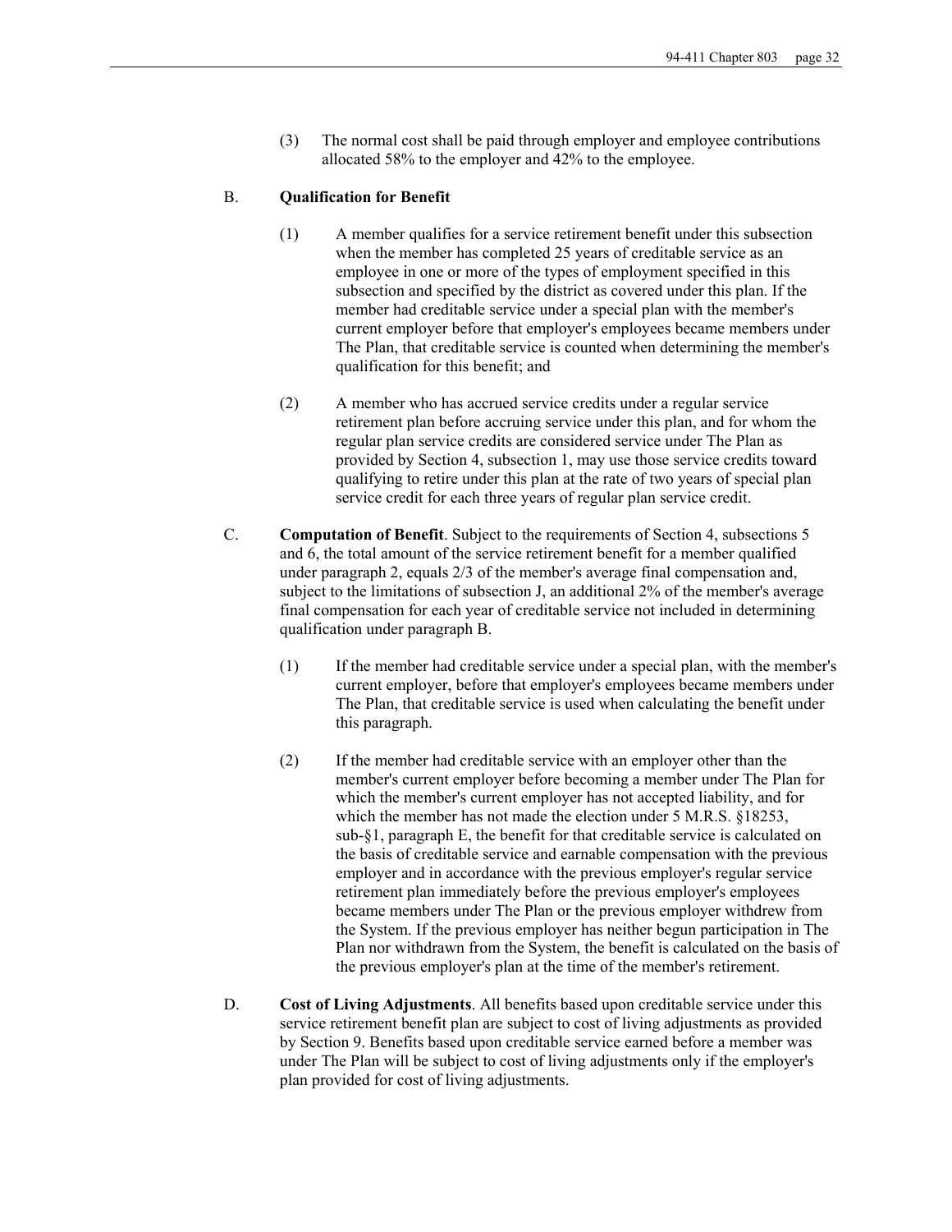(3) The normal cost shall be paid through employer and employee contributions allocated 58% to the employer and 42% to the employee.

B. **Qualification for Benefit**

(1) A member qualifies for a service retirement benefit under this subsection when the member has completed 25 years of creditable service as an employee in one or more of the types of employment specified in this subsection and specified by the district as covered under this plan. If the member had creditable service under a special plan with the member's current employer before that employer's employees became members under The Plan, that creditable service is counted when determining the member's qualification for this benefit; and

(2) A member who has accrued service credits under a regular service retirement plan before accruing service under this plan, and for whom the regular plan service credits are considered service under The Plan as provided by Section 4, subsection 1, may use those service credits toward qualifying to retire under this plan at the rate of two years of special plan service credit for each three years of regular plan service credit.

C. **Computation of Benefit**. Subject to the requirements of Section 4, subsections 5 and 6, the total amount of the service retirement benefit for a member qualified under paragraph 2, equals 2/3 of the member's average final compensation and, subject to the limitations of subsection J, an additional 2% of the member's average final compensation for each year of creditable service not included in determining qualification under paragraph B.

(1) If the member had creditable service under a special plan, with the member's current employer, before that employer's employees became members under The Plan, that creditable service is used when calculating the benefit under this paragraph.

(2) If the member had creditable service with an employer other than the member's current employer before becoming a member under The Plan for which the member's current employer has not accepted liability, and for which the member has not made the election under 5 M.R.S. §18253, sub-§1, paragraph E, the benefit for that creditable service is calculated on the basis of creditable service and earnable compensation with the previous employer and in accordance with the previous employer's regular service retirement plan immediately before the previous employer's employees became members under The Plan or the previous employer withdrew from the System. If the previous employer has neither begun participation in The Plan nor withdrawn from the System, the benefit is calculated on the basis of the previous employer's plan at the time of the member's retirement.

D. **Cost of Living Adjustments**. All benefits based upon creditable service under this service retirement benefit plan are subject to cost of living adjustments as provided by Section 9. Benefits based upon creditable service earned before a member was under The Plan will be subject to cost of living adjustments only if the employer's plan provided for cost of living adjustments.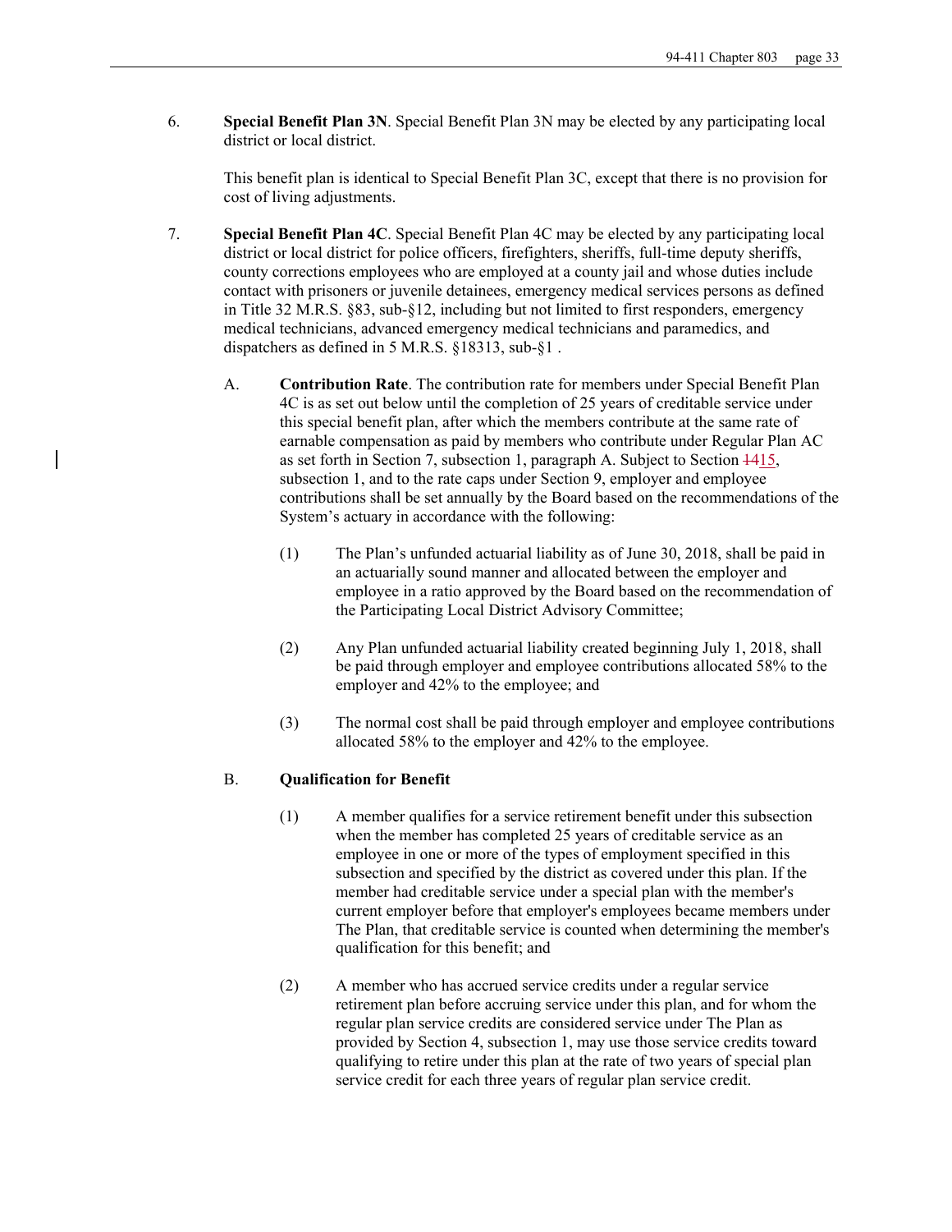6. **Special Benefit Plan 3N**. Special Benefit Plan 3N may be elected by any participating local district or local district.

   This benefit plan is identical to Special Benefit Plan 3C, except that there is no provision for cost of living adjustments.

7. **Special Benefit Plan 4C**. Special Benefit Plan 4C may be elected by any participating local district or local district for police officers, firefighters, sheriffs, full-time deputy sheriffs, county corrections employees who are employed at a county jail and whose duties include contact with prisoners or juvenile detainees, emergency medical services persons as defined in Title 32 M.R.S. §83, sub-§12, including but not limited to first responders, emergency medical technicians, advanced emergency medical technicians and paramedics, and dispatchers as defined in 5 M.R.S. §18313, sub-§1 .

   A. **Contribution Rate**. The contribution rate for members under Special Benefit Plan 4C is as set out below until the completion of 25 years of creditable service under this special benefit plan, after which the members contribute at the same rate of earnable compensation as paid by members who contribute under Regular Plan AC as set forth in Section 7, subsection 1, paragraph A. Subject to Section ~~14~~15, subsection 1, and to the rate caps under Section 9, employer and employee contributions shall be set annually by the Board based on the recommendations of the System's actuary in accordance with the following:

      (1) The Plan's unfunded actuarial liability as of June 30, 2018, shall be paid in an actuarially sound manner and allocated between the employer and employee in a ratio approved by the Board based on the recommendation of the Participating Local District Advisory Committee;

      (2) Any Plan unfunded actuarial liability created beginning July 1, 2018, shall be paid through employer and employee contributions allocated 58% to the employer and 42% to the employee; and

      (3) The normal cost shall be paid through employer and employee contributions allocated 58% to the employer and 42% to the employee.

   B. **Qualification for Benefit**

      (1) A member qualifies for a service retirement benefit under this subsection when the member has completed 25 years of creditable service as an employee in one or more of the types of employment specified in this subsection and specified by the district as covered under this plan. If the member had creditable service under a special plan with the member's current employer before that employer's employees became members under The Plan, that creditable service is counted when determining the member's qualification for this benefit; and

      (2) A member who has accrued service credits under a regular service retirement plan before accruing service under this plan, and for whom the regular plan service credits are considered service under The Plan as provided by Section 4, subsection 1, may use those service credits toward qualifying to retire under this plan at the rate of two years of special plan service credit for each three years of regular plan service credit.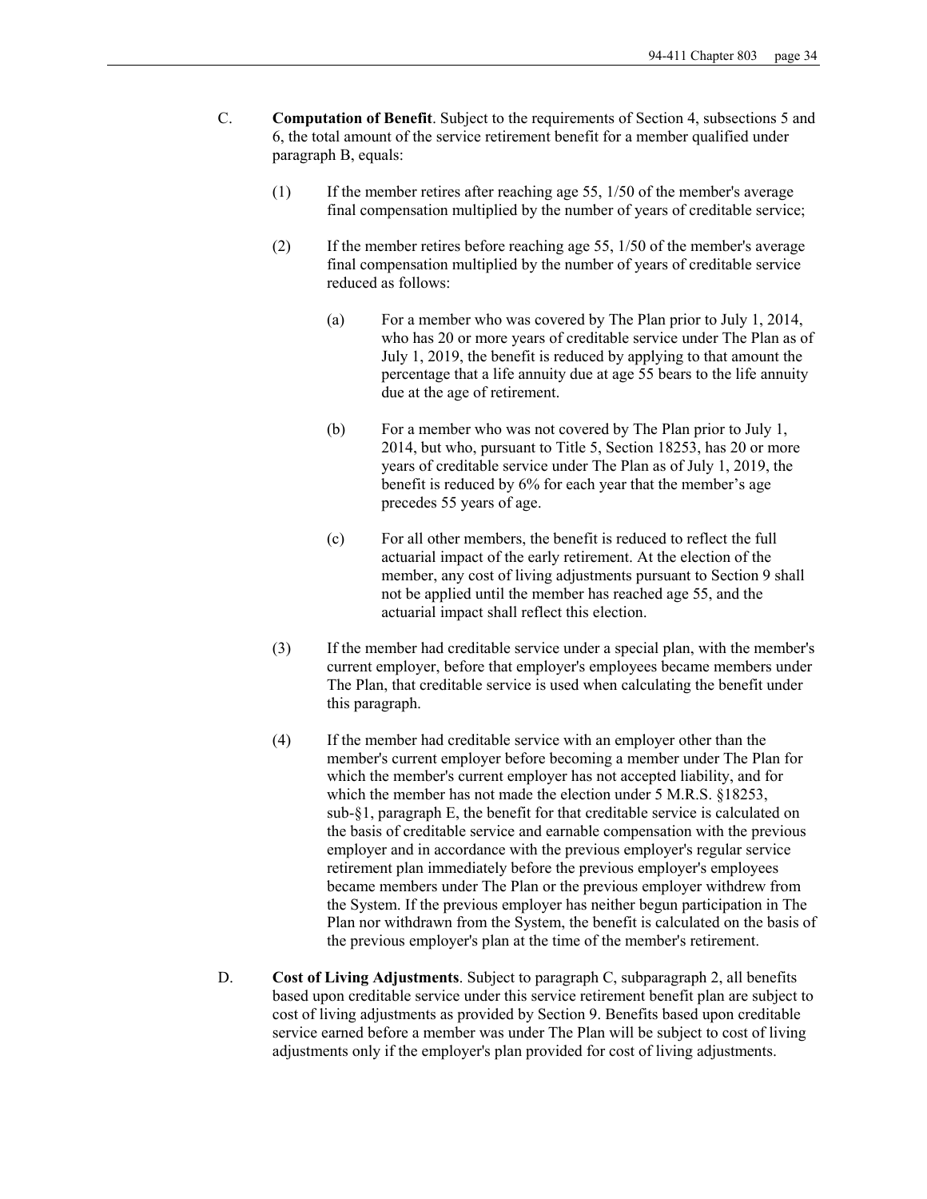C. **Computation of Benefit**. Subject to the requirements of Section 4, subsections 5 and 6, the total amount of the service retirement benefit for a member qualified under paragraph B, equals:

(1) If the member retires after reaching age 55, 1/50 of the member's average final compensation multiplied by the number of years of creditable service;

(2) If the member retires before reaching age 55, 1/50 of the member's average final compensation multiplied by the number of years of creditable service reduced as follows:

(a) For a member who was covered by The Plan prior to July 1, 2014, who has 20 or more years of creditable service under The Plan as of July 1, 2019, the benefit is reduced by applying to that amount the percentage that a life annuity due at age 55 bears to the life annuity due at the age of retirement.

(b) For a member who was not covered by The Plan prior to July 1, 2014, but who, pursuant to Title 5, Section 18253, has 20 or more years of creditable service under The Plan as of July 1, 2019, the benefit is reduced by 6% for each year that the member's age precedes 55 years of age.

(c) For all other members, the benefit is reduced to reflect the full actuarial impact of the early retirement. At the election of the member, any cost of living adjustments pursuant to Section 9 shall not be applied until the member has reached age 55, and the actuarial impact shall reflect this election.

(3) If the member had creditable service under a special plan, with the member's current employer, before that employer's employees became members under The Plan, that creditable service is used when calculating the benefit under this paragraph.

(4) If the member had creditable service with an employer other than the member's current employer before becoming a member under The Plan for which the member's current employer has not accepted liability, and for which the member has not made the election under 5 M.R.S. §18253, sub-§1, paragraph E, the benefit for that creditable service is calculated on the basis of creditable service and earnable compensation with the previous employer and in accordance with the previous employer's regular service retirement plan immediately before the previous employer's employees became members under The Plan or the previous employer withdrew from the System. If the previous employer has neither begun participation in The Plan nor withdrawn from the System, the benefit is calculated on the basis of the previous employer's plan at the time of the member's retirement.

D. **Cost of Living Adjustments**. Subject to paragraph C, subparagraph 2, all benefits based upon creditable service under this service retirement benefit plan are subject to cost of living adjustments as provided by Section 9. Benefits based upon creditable service earned before a member was under The Plan will be subject to cost of living adjustments only if the employer's plan provided for cost of living adjustments.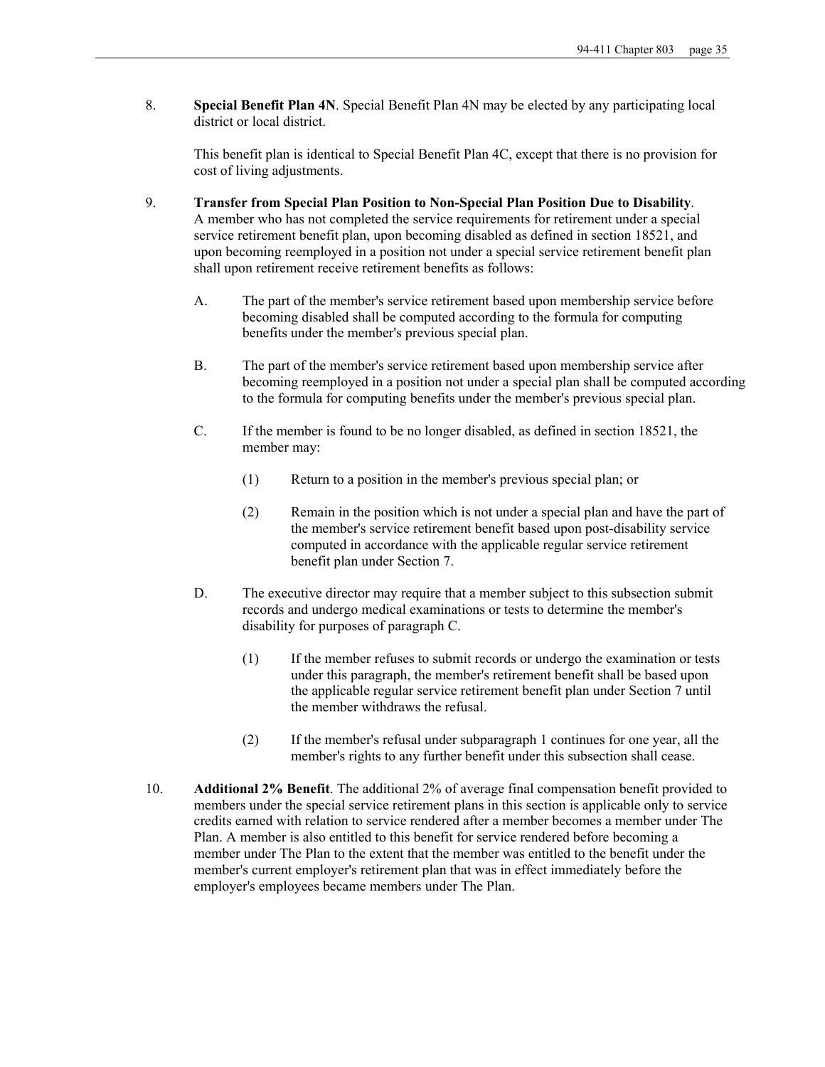8. **Special Benefit Plan 4N**. Special Benefit Plan 4N may be elected by any participating local district or local district.

   This benefit plan is identical to Special Benefit Plan 4C, except that there is no provision for cost of living adjustments.

9. **Transfer from Special Plan Position to Non-Special Plan Position Due to Disability**. A member who has not completed the service requirements for retirement under a special service retirement benefit plan, upon becoming disabled as defined in section 18521, and upon becoming reemployed in a position not under a special service retirement benefit plan shall upon retirement receive retirement benefits as follows:

   A. The part of the member's service retirement based upon membership service before becoming disabled shall be computed according to the formula for computing benefits under the member's previous special plan.

   B. The part of the member's service retirement based upon membership service after becoming reemployed in a position not under a special plan shall be computed according to the formula for computing benefits under the member's previous special plan.

   C. If the member is found to be no longer disabled, as defined in section 18521, the member may:

      (1) Return to a position in the member's previous special plan; or

      (2) Remain in the position which is not under a special plan and have the part of the member's service retirement benefit based upon post-disability service computed in accordance with the applicable regular service retirement benefit plan under Section 7.

   D. The executive director may require that a member subject to this subsection submit records and undergo medical examinations or tests to determine the member's disability for purposes of paragraph C.

      (1) If the member refuses to submit records or undergo the examination or tests under this paragraph, the member's retirement benefit shall be based upon the applicable regular service retirement benefit plan under Section 7 until the member withdraws the refusal.

      (2) If the member's refusal under subparagraph 1 continues for one year, all the member's rights to any further benefit under this subsection shall cease.

10. **Additional 2% Benefit**. The additional 2% of average final compensation benefit provided to members under the special service retirement plans in this section is applicable only to service credits earned with relation to service rendered after a member becomes a member under The Plan. A member is also entitled to this benefit for service rendered before becoming a member under The Plan to the extent that the member was entitled to the benefit under the member's current employer's retirement plan that was in effect immediately before the employer's employees became members under The Plan.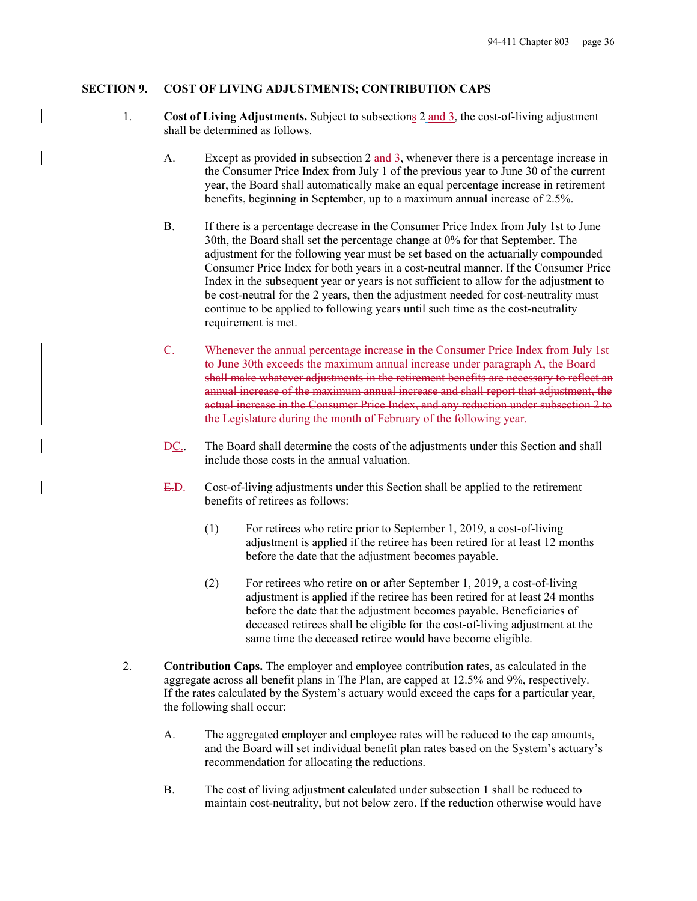**SECTION 9. COST OF LIVING ADJUSTMENTS; CONTRIBUTION CAPS**

1. **Cost of Living Adjustments.** Subject to subsection<u>s</u> 2 <u>and 3</u>, the cost-of-living adjustment shall be determined as follows.

   A. Except as provided in subsection 2<u> and 3</u>, whenever there is a percentage increase in the Consumer Price Index from July 1 of the previous year to June 30 of the current year, the Board shall automatically make an equal percentage increase in retirement benefits, beginning in September, up to a maximum annual increase of 2.5%.

   B. If there is a percentage decrease in the Consumer Price Index from July 1st to June 30th, the Board shall set the percentage change at 0% for that September. The adjustment for the following year must be set based on the actuarially compounded Consumer Price Index for both years in a cost-neutral manner. If the Consumer Price Index in the subsequent year or years is not sufficient to allow for the adjustment to be cost-neutral for the 2 years, then the adjustment needed for cost-neutrality must continue to be applied to following years until such time as the cost-neutrality requirement is met.

   ~~C. Whenever the annual percentage increase in the Consumer Price Index from July 1st to June 30th exceeds the maximum annual increase under paragraph A, the Board shall make whatever adjustments in the retirement benefits are necessary to reflect an annual increase of the maximum annual increase and shall report that adjustment, the actual increase in the Consumer Price Index, and any reduction under subsection 2 to the Legislature during the month of February of the following year.~~

   ~~D~~<u>C.</u>. The Board shall determine the costs of the adjustments under this Section and shall include those costs in the annual valuation.

   ~~E.~~<u>D.</u> Cost-of-living adjustments under this Section shall be applied to the retirement benefits of retirees as follows:

   (1) For retirees who retire prior to September 1, 2019, a cost-of-living adjustment is applied if the retiree has been retired for at least 12 months before the date that the adjustment becomes payable.

   (2) For retirees who retire on or after September 1, 2019, a cost-of-living adjustment is applied if the retiree has been retired for at least 24 months before the date that the adjustment becomes payable. Beneficiaries of deceased retirees shall be eligible for the cost-of-living adjustment at the same time the deceased retiree would have become eligible.

2. **Contribution Caps.** The employer and employee contribution rates, as calculated in the aggregate across all benefit plans in The Plan, are capped at 12.5% and 9%, respectively. If the rates calculated by the System's actuary would exceed the caps for a particular year, the following shall occur:

   A. The aggregated employer and employee rates will be reduced to the cap amounts, and the Board will set individual benefit plan rates based on the System's actuary's recommendation for allocating the reductions.

   B. The cost of living adjustment calculated under subsection 1 shall be reduced to maintain cost-neutrality, but not below zero. If the reduction otherwise would have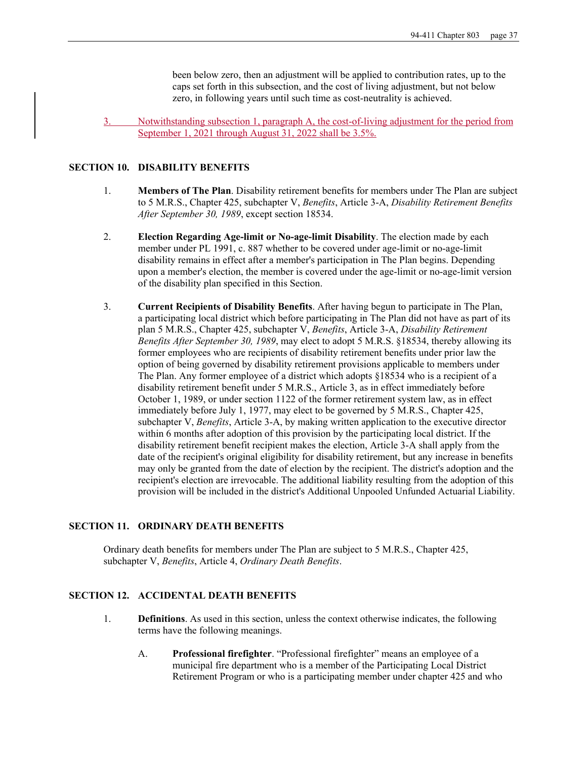been below zero, then an adjustment will be applied to contribution rates, up to the caps set forth in this subsection, and the cost of living adjustment, but not below zero, in following years until such time as cost-neutrality is achieved.

3. Notwithstanding subsection 1, paragraph A, the cost-of-living adjustment for the period from September 1, 2021 through August 31, 2022 shall be 3.5%.

## SECTION 10. DISABILITY BENEFITS

1. **Members of The Plan**. Disability retirement benefits for members under The Plan are subject to 5 M.R.S., Chapter 425, subchapter V, *Benefits*, Article 3-A, *Disability Retirement Benefits After September 30, 1989*, except section 18534.

2. **Election Regarding Age-limit or No-age-limit Disability**. The election made by each member under PL 1991, c. 887 whether to be covered under age-limit or no-age-limit disability remains in effect after a member's participation in The Plan begins. Depending upon a member's election, the member is covered under the age-limit or no-age-limit version of the disability plan specified in this Section.

3. **Current Recipients of Disability Benefits**. After having begun to participate in The Plan, a participating local district which before participating in The Plan did not have as part of its plan 5 M.R.S., Chapter 425, subchapter V, *Benefits*, Article 3-A, *Disability Retirement Benefits After September 30, 1989*, may elect to adopt 5 M.R.S. §18534, thereby allowing its former employees who are recipients of disability retirement benefits under prior law the option of being governed by disability retirement provisions applicable to members under The Plan. Any former employee of a district which adopts §18534 who is a recipient of a disability retirement benefit under 5 M.R.S., Article 3, as in effect immediately before October 1, 1989, or under section 1122 of the former retirement system law, as in effect immediately before July 1, 1977, may elect to be governed by 5 M.R.S., Chapter 425, subchapter V, *Benefits*, Article 3-A, by making written application to the executive director within 6 months after adoption of this provision by the participating local district. If the disability retirement benefit recipient makes the election, Article 3-A shall apply from the date of the recipient's original eligibility for disability retirement, but any increase in benefits may only be granted from the date of election by the recipient. The district's adoption and the recipient's election are irrevocable. The additional liability resulting from the adoption of this provision will be included in the district's Additional Unpooled Unfunded Actuarial Liability.

## SECTION 11. ORDINARY DEATH BENEFITS

Ordinary death benefits for members under The Plan are subject to 5 M.R.S., Chapter 425, subchapter V, *Benefits*, Article 4, *Ordinary Death Benefits*.

## SECTION 12. ACCIDENTAL DEATH BENEFITS

1. **Definitions**. As used in this section, unless the context otherwise indicates, the following terms have the following meanings.

   A. **Professional firefighter**. "Professional firefighter" means an employee of a municipal fire department who is a member of the Participating Local District Retirement Program or who is a participating member under chapter 425 and who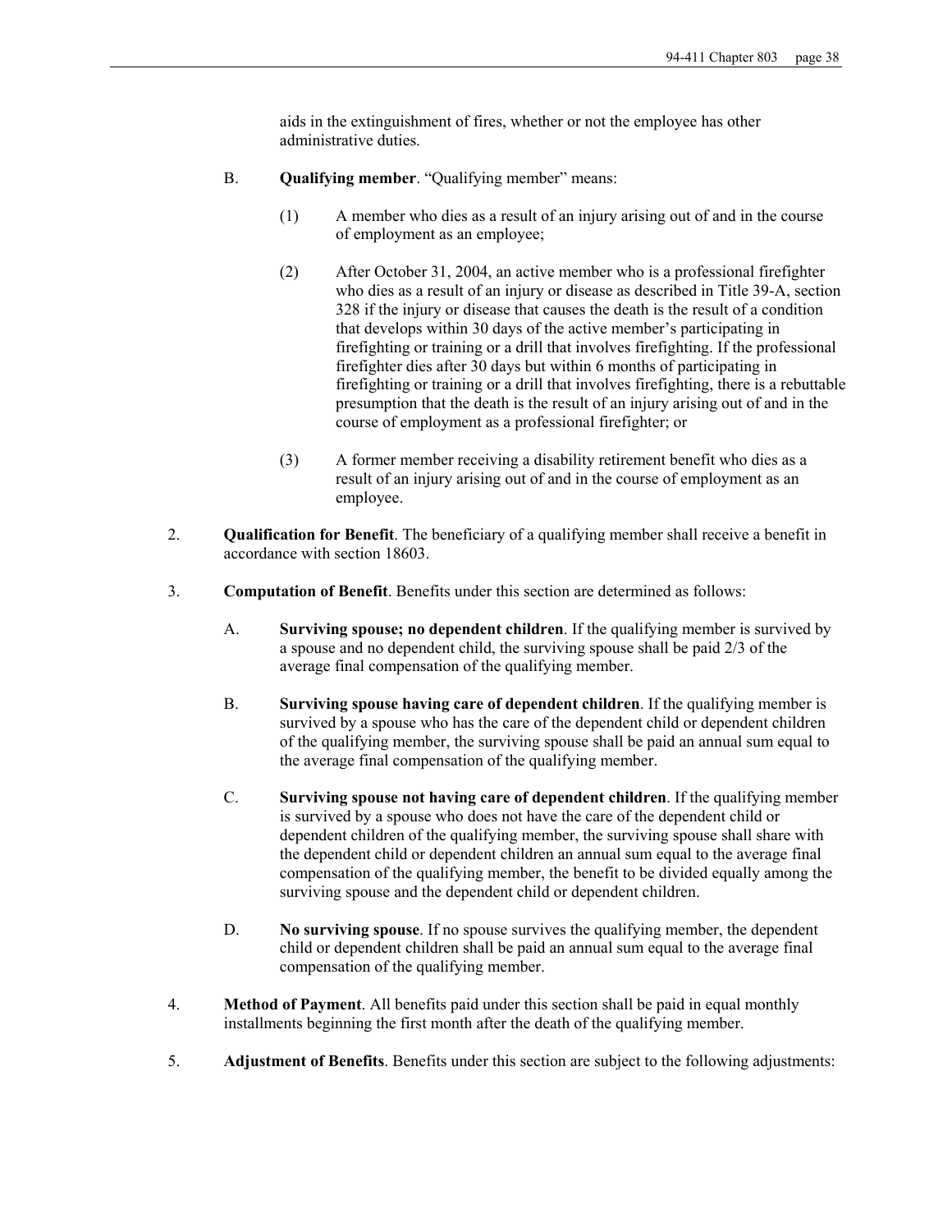aids in the extinguishment of fires, whether or not the employee has other administrative duties.

B. **Qualifying member**. "Qualifying member" means:

(1) A member who dies as a result of an injury arising out of and in the course of employment as an employee;

(2) After October 31, 2004, an active member who is a professional firefighter who dies as a result of an injury or disease as described in Title 39-A, section 328 if the injury or disease that causes the death is the result of a condition that develops within 30 days of the active member's participating in firefighting or training or a drill that involves firefighting. If the professional firefighter dies after 30 days but within 6 months of participating in firefighting or training or a drill that involves firefighting, there is a rebuttable presumption that the death is the result of an injury arising out of and in the course of employment as a professional firefighter; or

(3) A former member receiving a disability retirement benefit who dies as a result of an injury arising out of and in the course of employment as an employee.

2. **Qualification for Benefit**. The beneficiary of a qualifying member shall receive a benefit in accordance with section 18603.

3. **Computation of Benefit**. Benefits under this section are determined as follows:

A. **Surviving spouse; no dependent children**. If the qualifying member is survived by a spouse and no dependent child, the surviving spouse shall be paid 2/3 of the average final compensation of the qualifying member.

B. **Surviving spouse having care of dependent children**. If the qualifying member is survived by a spouse who has the care of the dependent child or dependent children of the qualifying member, the surviving spouse shall be paid an annual sum equal to the average final compensation of the qualifying member.

C. **Surviving spouse not having care of dependent children**. If the qualifying member is survived by a spouse who does not have the care of the dependent child or dependent children of the qualifying member, the surviving spouse shall share with the dependent child or dependent children an annual sum equal to the average final compensation of the qualifying member, the benefit to be divided equally among the surviving spouse and the dependent child or dependent children.

D. **No surviving spouse**. If no spouse survives the qualifying member, the dependent child or dependent children shall be paid an annual sum equal to the average final compensation of the qualifying member.

4. **Method of Payment**. All benefits paid under this section shall be paid in equal monthly installments beginning the first month after the death of the qualifying member.

5. **Adjustment of Benefits**. Benefits under this section are subject to the following adjustments: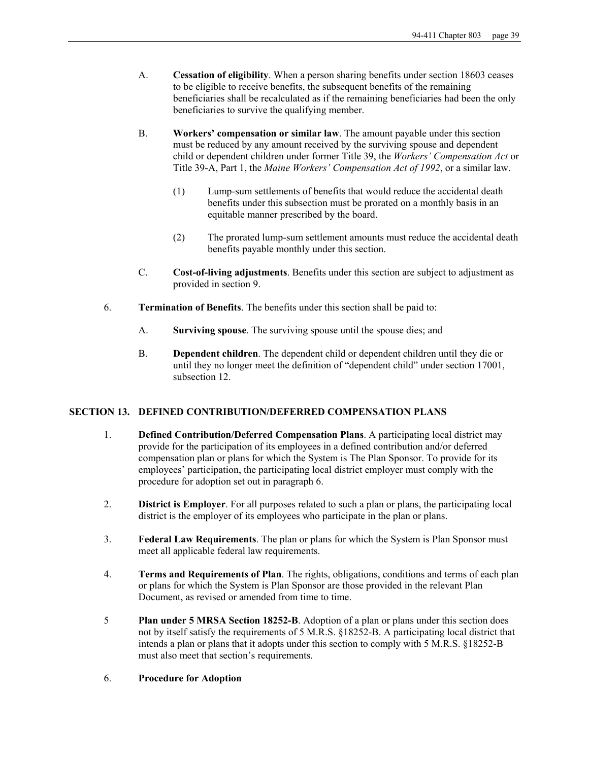A. **Cessation of eligibility**. When a person sharing benefits under section 18603 ceases to be eligible to receive benefits, the subsequent benefits of the remaining beneficiaries shall be recalculated as if the remaining beneficiaries had been the only beneficiaries to survive the qualifying member.

B. **Workers' compensation or similar law**. The amount payable under this section must be reduced by any amount received by the surviving spouse and dependent child or dependent children under former Title 39, the *Workers' Compensation Act* or Title 39-A, Part 1, the *Maine Workers' Compensation Act of 1992*, or a similar law.

(1) Lump-sum settlements of benefits that would reduce the accidental death benefits under this subsection must be prorated on a monthly basis in an equitable manner prescribed by the board.

(2) The prorated lump-sum settlement amounts must reduce the accidental death benefits payable monthly under this section.

C. **Cost-of-living adjustments**. Benefits under this section are subject to adjustment as provided in section 9.

6. **Termination of Benefits**. The benefits under this section shall be paid to:

A. **Surviving spouse**. The surviving spouse until the spouse dies; and

B. **Dependent children**. The dependent child or dependent children until they die or until they no longer meet the definition of "dependent child" under section 17001, subsection 12.

## SECTION 13. DEFINED CONTRIBUTION/DEFERRED COMPENSATION PLANS

1. **Defined Contribution/Deferred Compensation Plans**. A participating local district may provide for the participation of its employees in a defined contribution and/or deferred compensation plan or plans for which the System is The Plan Sponsor. To provide for its employees' participation, the participating local district employer must comply with the procedure for adoption set out in paragraph 6.

2. **District is Employer**. For all purposes related to such a plan or plans, the participating local district is the employer of its employees who participate in the plan or plans.

3. **Federal Law Requirements**. The plan or plans for which the System is Plan Sponsor must meet all applicable federal law requirements.

4. **Terms and Requirements of Plan**. The rights, obligations, conditions and terms of each plan or plans for which the System is Plan Sponsor are those provided in the relevant Plan Document, as revised or amended from time to time.

5 **Plan under 5 MRSA Section 18252-B**. Adoption of a plan or plans under this section does not by itself satisfy the requirements of 5 M.R.S. §18252-B. A participating local district that intends a plan or plans that it adopts under this section to comply with 5 M.R.S. §18252-B must also meet that section's requirements.

6. **Procedure for Adoption**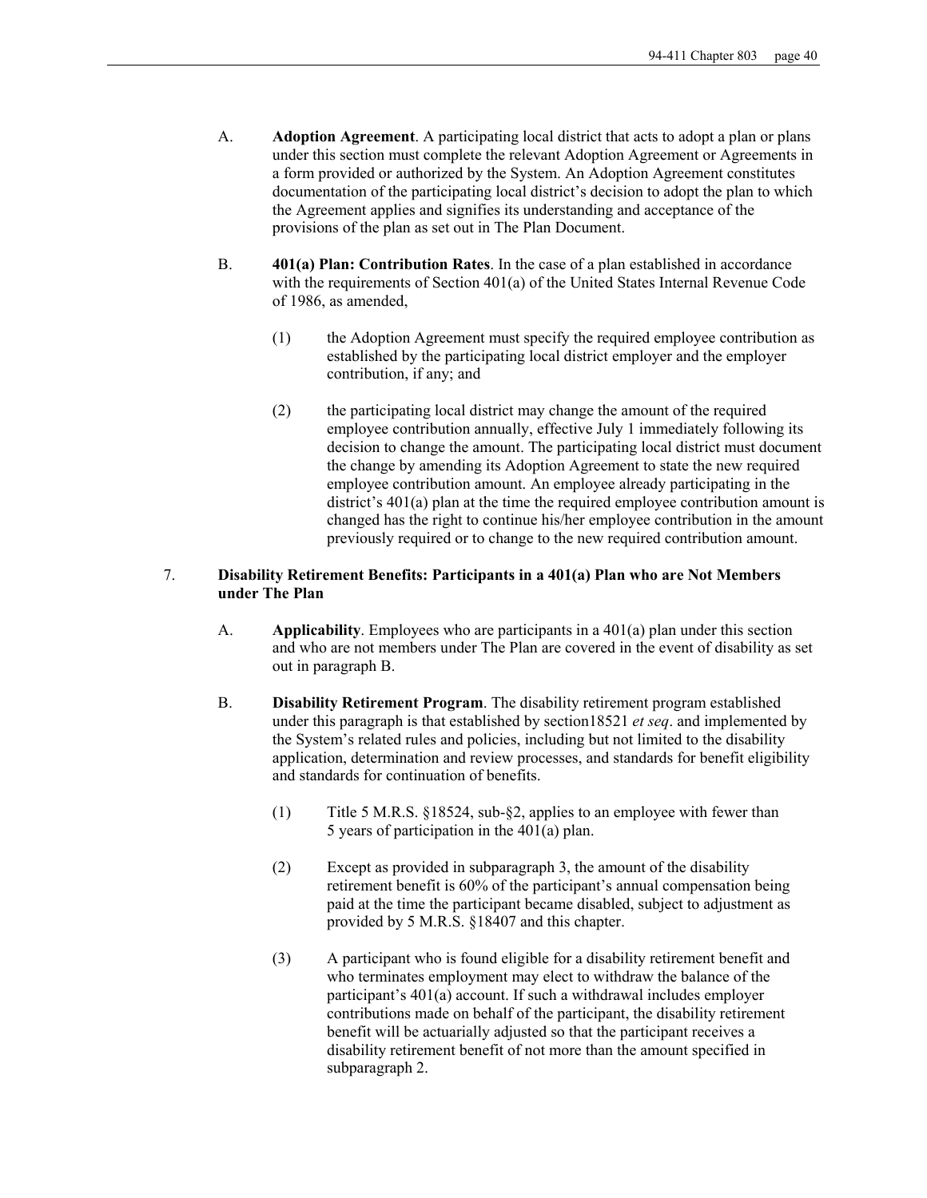A. **Adoption Agreement**. A participating local district that acts to adopt a plan or plans under this section must complete the relevant Adoption Agreement or Agreements in a form provided or authorized by the System. An Adoption Agreement constitutes documentation of the participating local district's decision to adopt the plan to which the Agreement applies and signifies its understanding and acceptance of the provisions of the plan as set out in The Plan Document.

B. **401(a) Plan: Contribution Rates**. In the case of a plan established in accordance with the requirements of Section 401(a) of the United States Internal Revenue Code of 1986, as amended,

(1) the Adoption Agreement must specify the required employee contribution as established by the participating local district employer and the employer contribution, if any; and

(2) the participating local district may change the amount of the required employee contribution annually, effective July 1 immediately following its decision to change the amount. The participating local district must document the change by amending its Adoption Agreement to state the new required employee contribution amount. An employee already participating in the district's 401(a) plan at the time the required employee contribution amount is changed has the right to continue his/her employee contribution in the amount previously required or to change to the new required contribution amount.

7. **Disability Retirement Benefits: Participants in a 401(a) Plan who are Not Members under The Plan**

A. **Applicability**. Employees who are participants in a 401(a) plan under this section and who are not members under The Plan are covered in the event of disability as set out in paragraph B.

B. **Disability Retirement Program**. The disability retirement program established under this paragraph is that established by section18521 *et seq*. and implemented by the System's related rules and policies, including but not limited to the disability application, determination and review processes, and standards for benefit eligibility and standards for continuation of benefits.

(1) Title 5 M.R.S. §18524, sub-§2, applies to an employee with fewer than 5 years of participation in the 401(a) plan.

(2) Except as provided in subparagraph 3, the amount of the disability retirement benefit is 60% of the participant's annual compensation being paid at the time the participant became disabled, subject to adjustment as provided by 5 M.R.S. §18407 and this chapter.

(3) A participant who is found eligible for a disability retirement benefit and who terminates employment may elect to withdraw the balance of the participant's 401(a) account. If such a withdrawal includes employer contributions made on behalf of the participant, the disability retirement benefit will be actuarially adjusted so that the participant receives a disability retirement benefit of not more than the amount specified in subparagraph 2.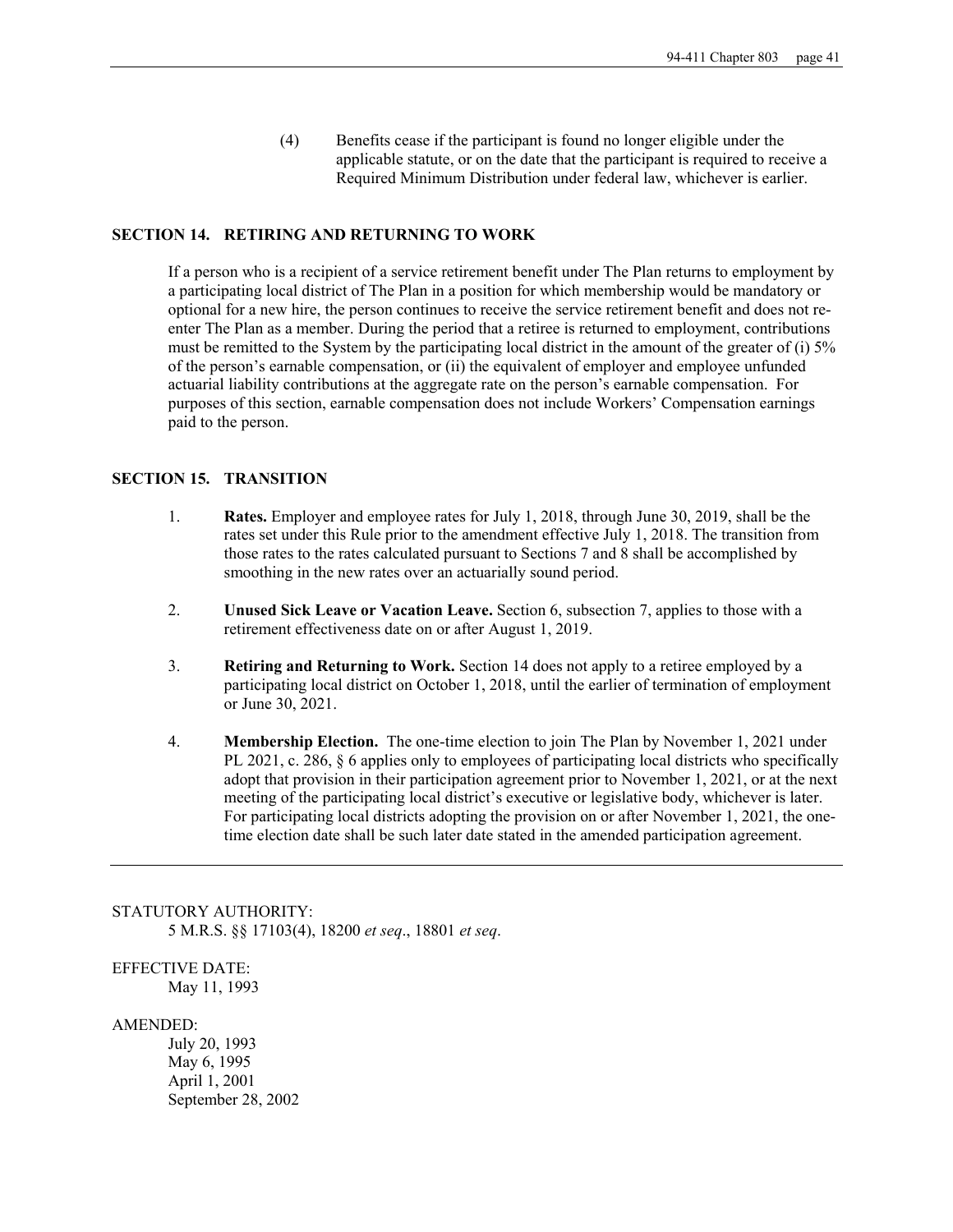(4) Benefits cease if the participant is found no longer eligible under the applicable statute, or on the date that the participant is required to receive a Required Minimum Distribution under federal law, whichever is earlier.

## SECTION 14. RETIRING AND RETURNING TO WORK

If a person who is a recipient of a service retirement benefit under The Plan returns to employment by a participating local district of The Plan in a position for which membership would be mandatory or optional for a new hire, the person continues to receive the service retirement benefit and does not re-enter The Plan as a member. During the period that a retiree is returned to employment, contributions must be remitted to the System by the participating local district in the amount of the greater of (i) 5% of the person's earnable compensation, or (ii) the equivalent of employer and employee unfunded actuarial liability contributions at the aggregate rate on the person's earnable compensation. For purposes of this section, earnable compensation does not include Workers' Compensation earnings paid to the person.

## SECTION 15. TRANSITION

1. **Rates.** Employer and employee rates for July 1, 2018, through June 30, 2019, shall be the rates set under this Rule prior to the amendment effective July 1, 2018. The transition from those rates to the rates calculated pursuant to Sections 7 and 8 shall be accomplished by smoothing in the new rates over an actuarially sound period.

2. **Unused Sick Leave or Vacation Leave.** Section 6, subsection 7, applies to those with a retirement effectiveness date on or after August 1, 2019.

3. **Retiring and Returning to Work.** Section 14 does not apply to a retiree employed by a participating local district on October 1, 2018, until the earlier of termination of employment or June 30, 2021.

4. **Membership Election.** The one-time election to join The Plan by November 1, 2021 under PL 2021, c. 286, § 6 applies only to employees of participating local districts who specifically adopt that provision in their participation agreement prior to November 1, 2021, or at the next meeting of the participating local district's executive or legislative body, whichever is later. For participating local districts adopting the provision on or after November 1, 2021, the one-time election date shall be such later date stated in the amended participation agreement.

---

STATUTORY AUTHORITY:
5 M.R.S. §§ 17103(4), 18200 *et seq*., 18801 *et seq*.

EFFECTIVE DATE:
May 11, 1993

AMENDED:
July 20, 1993
May 6, 1995
April 1, 2001
September 28, 2002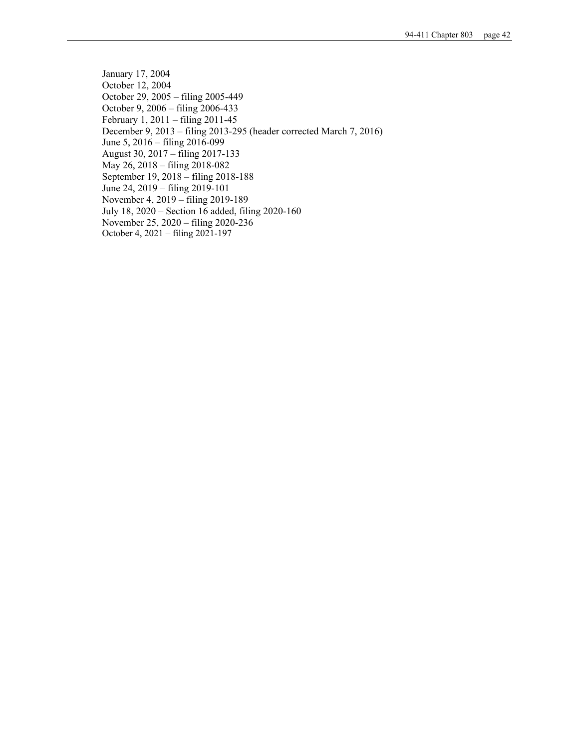January 17, 2004
October 12, 2004
October 29, 2005 – filing 2005-449
October 9, 2006 – filing 2006-433
February 1, 2011 – filing 2011-45
December 9, 2013 – filing 2013-295 (header corrected March 7, 2016)
June 5, 2016 – filing 2016-099
August 30, 2017 – filing 2017-133
May 26, 2018 – filing 2018-082
September 19, 2018 – filing 2018-188
June 24, 2019 – filing 2019-101
November 4, 2019 – filing 2019-189
July 18, 2020 – Section 16 added, filing 2020-160
November 25, 2020 – filing 2020-236
October 4, 2021 – filing 2021-197